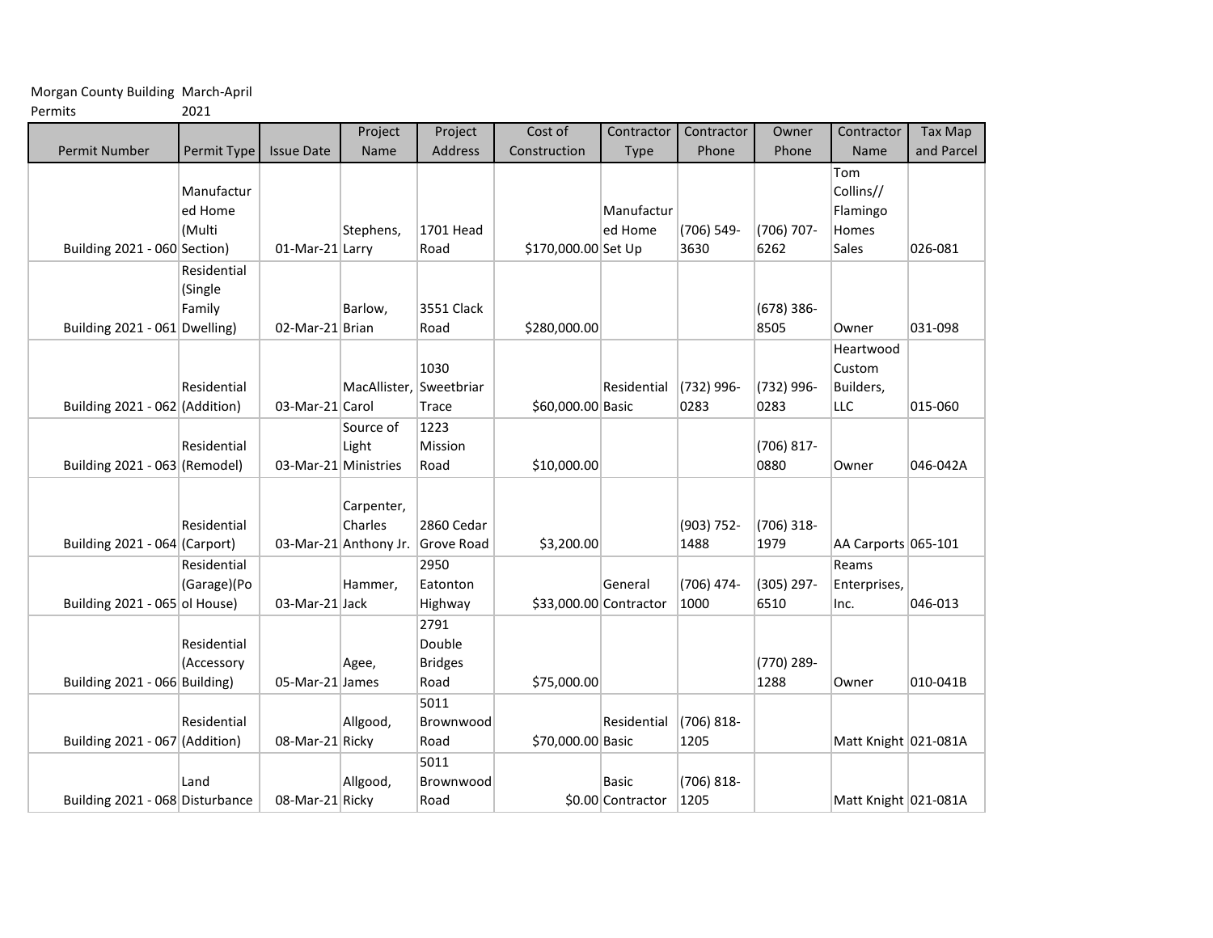Morgan County Building Permits March-April 2021

| Permit Number | Permit Type | Issue Date | Project Name | Project Address | Cost of Construction | Contractor Type | Contractor Phone | Owner Phone | Contractor Name | Tax Map and Parcel |
|---|---|---|---|---|---|---|---|---|---|---|
| Building 2021 - 060 | Manufactured Home (Multi Section) | 01-Mar-21 | Stephens, Larry | 1701 Head Road | $170,000.00 | Manufactured Home Set Up | (706) 549-3630 | (706) 707-6262 | Tom Collins// Flamingo Homes Sales | 026-081 |
| Building 2021 - 061 | Residential (Single Family Dwelling) | 02-Mar-21 | Barlow, Brian | 3551 Clack Road | $280,000.00 | | | (678) 386-8505 | Owner | 031-098 |
| Building 2021 - 062 | Residential (Addition) | 03-Mar-21 | MacAllister, Carol | 1030 Sweetbriar Trace | $60,000.00 | Residential Basic | (732) 996-0283 | (732) 996-0283 | Heartwood Custom Builders, LLC | 015-060 |
| Building 2021 - 063 | Residential (Remodel) | 03-Mar-21 | Source of Light Ministries | 1223 Mission Road | $10,000.00 | | | (706) 817-0880 | Owner | 046-042A |
| Building 2021 - 064 | Residential (Carport) | 03-Mar-21 | Carpenter, Charles Anthony Jr. | 2860 Cedar Grove Road | $3,200.00 | | (903) 752-1488 | (706) 318-1979 | AA Carports | 065-101 |
| Building 2021 - 065 | Residential (Garage)(Pool House) | 03-Mar-21 | Hammer, Jack | 2950 Eatonton Highway | $33,000.00 | General Contractor | (706) 474-1000 | (305) 297-6510 | Reams Enterprises, Inc. | 046-013 |
| Building 2021 - 066 | Residential (Accessory Building) | 05-Mar-21 | Agee, James | 2791 Double Bridges Road | $75,000.00 | | | (770) 289-1288 | Owner | 010-041B |
| Building 2021 - 067 | Residential (Addition) | 08-Mar-21 | Allgood, Ricky | 5011 Brownwood Road | $70,000.00 | Residential Basic | (706) 818-1205 | | Matt Knight | 021-081A |
| Building 2021 - 068 | Land Disturbance | 08-Mar-21 | Allgood, Ricky | 5011 Brownwood Road | $0.00 | Basic Contractor | (706) 818-1205 | | Matt Knight | 021-081A |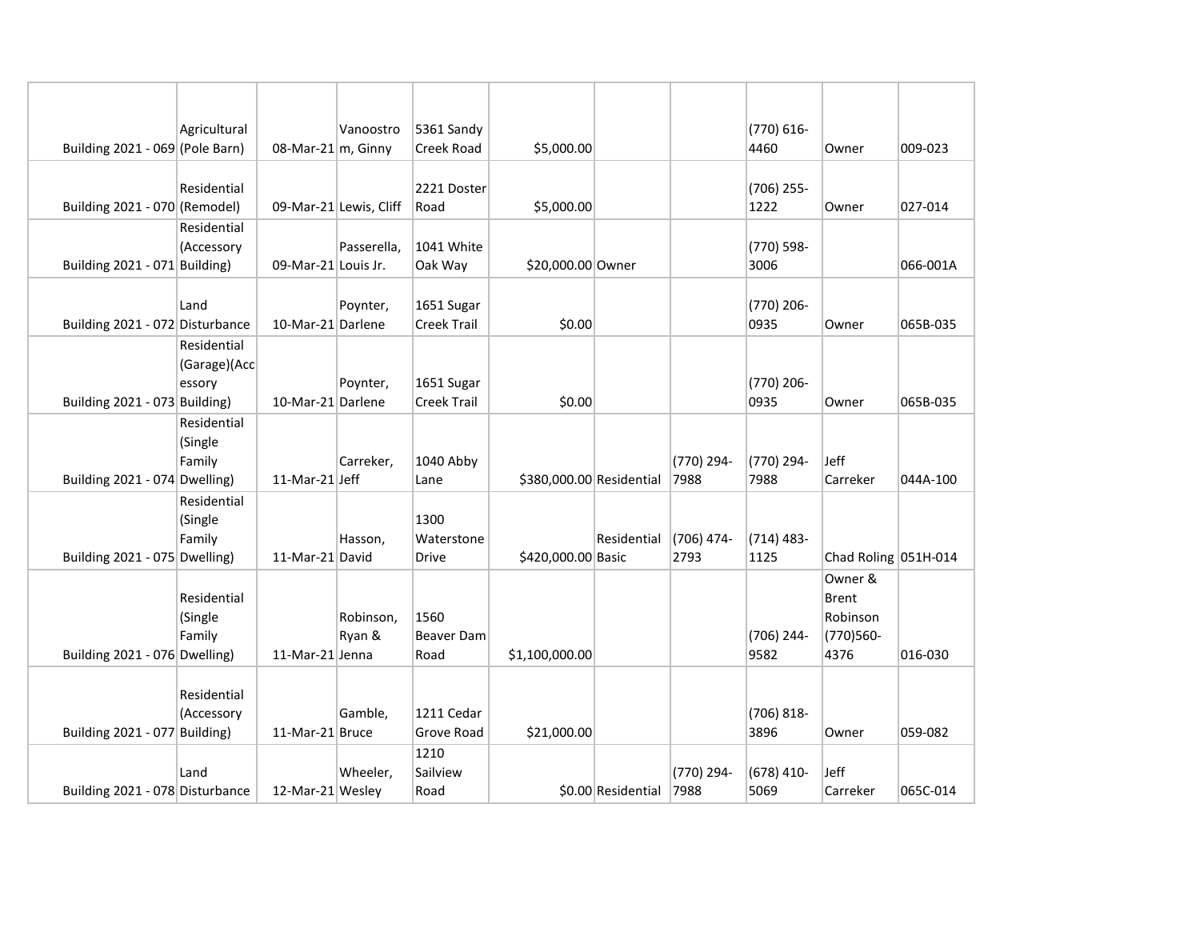| | | | | | | | | | | |
|---|---|---|---|---|---|---|---|---|---|---|
| Building 2021 - 069 | Agricultural (Pole Barn) | 08-Mar-21 | Vanoostrom, Ginny | 5361 Sandy Creek Road | $5,000.00 | | | (770) 616-4460 | Owner | 009-023 |
| Building 2021 - 070 | Residential (Remodel) | 09-Mar-21 | Lewis, Cliff | 2221 Doster Road | $5,000.00 | | | (706) 255-1222 | Owner | 027-014 |
| Building 2021 - 071 | Residential (Accessory Building) | 09-Mar-21 | Passerella, Louis Jr. | 1041 White Oak Way | $20,000.00 | Owner | | (770) 598-3006 | | 066-001A |
| Building 2021 - 072 | Land Disturbance | 10-Mar-21 | Poynter, Darlene | 1651 Sugar Creek Trail | $0.00 | | | (770) 206-0935 | Owner | 065B-035 |
| Building 2021 - 073 | Residential (Garage)(Accessory Building) | 10-Mar-21 | Poynter, Darlene | 1651 Sugar Creek Trail | $0.00 | | | (770) 206-0935 | Owner | 065B-035 |
| Building 2021 - 074 | Residential (Single Family Dwelling) | 11-Mar-21 | Carreker, Jeff | 1040 Abby Lane | $380,000.00 | Residential | (770) 294-7988 | (770) 294-7988 | Jeff Carreker | 044A-100 |
| Building 2021 - 075 | Residential (Single Family Dwelling) | 11-Mar-21 | Hasson, David | 1300 Waterstone Drive | $420,000.00 | Residential Basic | (706) 474-2793 | (714) 483-1125 | Chad Roling | 051H-014 |
| Building 2021 - 076 | Residential (Single Family Dwelling) | 11-Mar-21 | Robinson, Ryan & Jenna | 1560 Beaver Dam Road | $1,100,000.00 | | | (706) 244-9582 | Owner & Brent Robinson (770)560-4376 | 016-030 |
| Building 2021 - 077 | Residential (Accessory Building) | 11-Mar-21 | Gamble, Bruce | 1211 Cedar Grove Road | $21,000.00 | | | (706) 818-3896 | Owner | 059-082 |
| Building 2021 - 078 | Land Disturbance | 12-Mar-21 | Wheeler, Wesley | 1210 Sailview Road | $0.00 | Residential | (770) 294-7988 | (678) 410-5069 | Jeff Carreker | 065C-014 |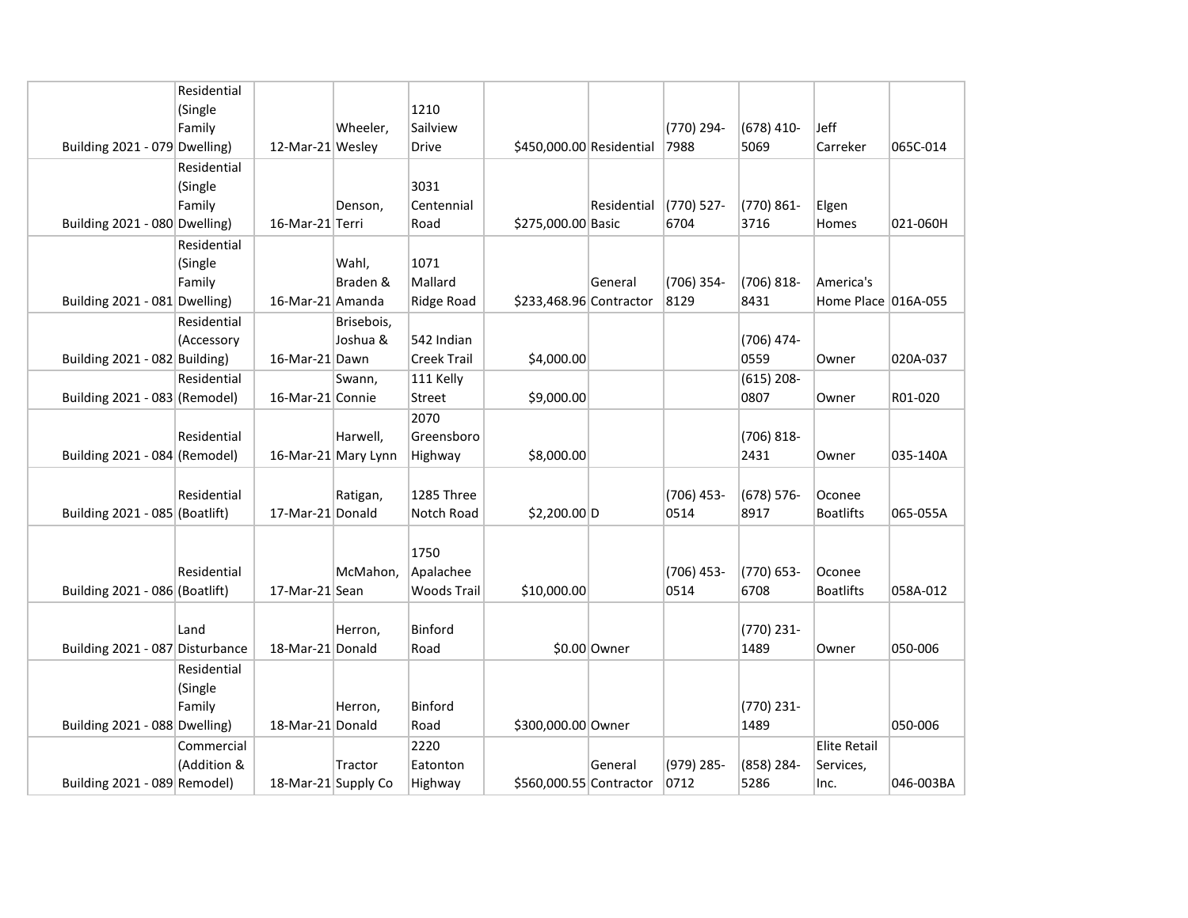| | | | | | | | | | | |
|---|---|---|---|---|---|---|---|---|---|---|
| Building 2021 - 079 | Residential (Single Family Dwelling) | 12-Mar-21 | Wheeler, Wesley | 1210 Sailview Drive | $450,000.00 | Residential | (770) 294-7988 | (678) 410-5069 | Jeff Carreker | 065C-014 |
| Building 2021 - 080 | Residential (Single Family Dwelling) | 16-Mar-21 | Denson, Terri | 3031 Centennial Road | $275,000.00 | Residential Basic | (770) 527-6704 | (770) 861-3716 | Elgen Homes | 021-060H |
| Building 2021 - 081 | Residential (Single Family Dwelling) | 16-Mar-21 | Wahl, Braden & Amanda | 1071 Mallard Ridge Road | $233,468.96 | General Contractor | (706) 354-8129 | (706) 818-8431 | America's Home Place | 016A-055 |
| Building 2021 - 082 | Residential (Accessory Building) | 16-Mar-21 | Brisebois, Joshua & Dawn | 542 Indian Creek Trail | $4,000.00 | | | (706) 474-0559 | Owner | 020A-037 |
| Building 2021 - 083 | Residential (Remodel) | 16-Mar-21 | Swann, Connie | 111 Kelly Street | $9,000.00 | | | (615) 208-0807 | Owner | R01-020 |
| Building 2021 - 084 | Residential (Remodel) | 16-Mar-21 | Harwell, Mary Lynn | 2070 Greensboro Highway | $8,000.00 | | | (706) 818-2431 | Owner | 035-140A |
| Building 2021 - 085 | Residential (Boatlift) | 17-Mar-21 | Ratigan, Donald | 1285 Three Notch Road | $2,200.00 | D | (706) 453-0514 | (678) 576-8917 | Oconee Boatlifts | 065-055A |
| Building 2021 - 086 | Residential (Boatlift) | 17-Mar-21 | McMahon, Sean | 1750 Apalachee Woods Trail | $10,000.00 | | (706) 453-0514 | (770) 653-6708 | Oconee Boatlifts | 058A-012 |
| Building 2021 - 087 | Land Disturbance | 18-Mar-21 | Herron, Donald | Binford Road | $0.00 | Owner | | (770) 231-1489 | Owner | 050-006 |
| Building 2021 - 088 | Residential (Single Family Dwelling) | 18-Mar-21 | Herron, Donald | Binford Road | $300,000.00 | Owner | | (770) 231-1489 | | 050-006 |
| Building 2021 - 089 | Commercial (Addition & Remodel) | 18-Mar-21 | Tractor Supply Co | 2220 Eatonton Highway | $560,000.55 | General Contractor | (979) 285-0712 | (858) 284-5286 | Elite Retail Services, Inc. | 046-003BA |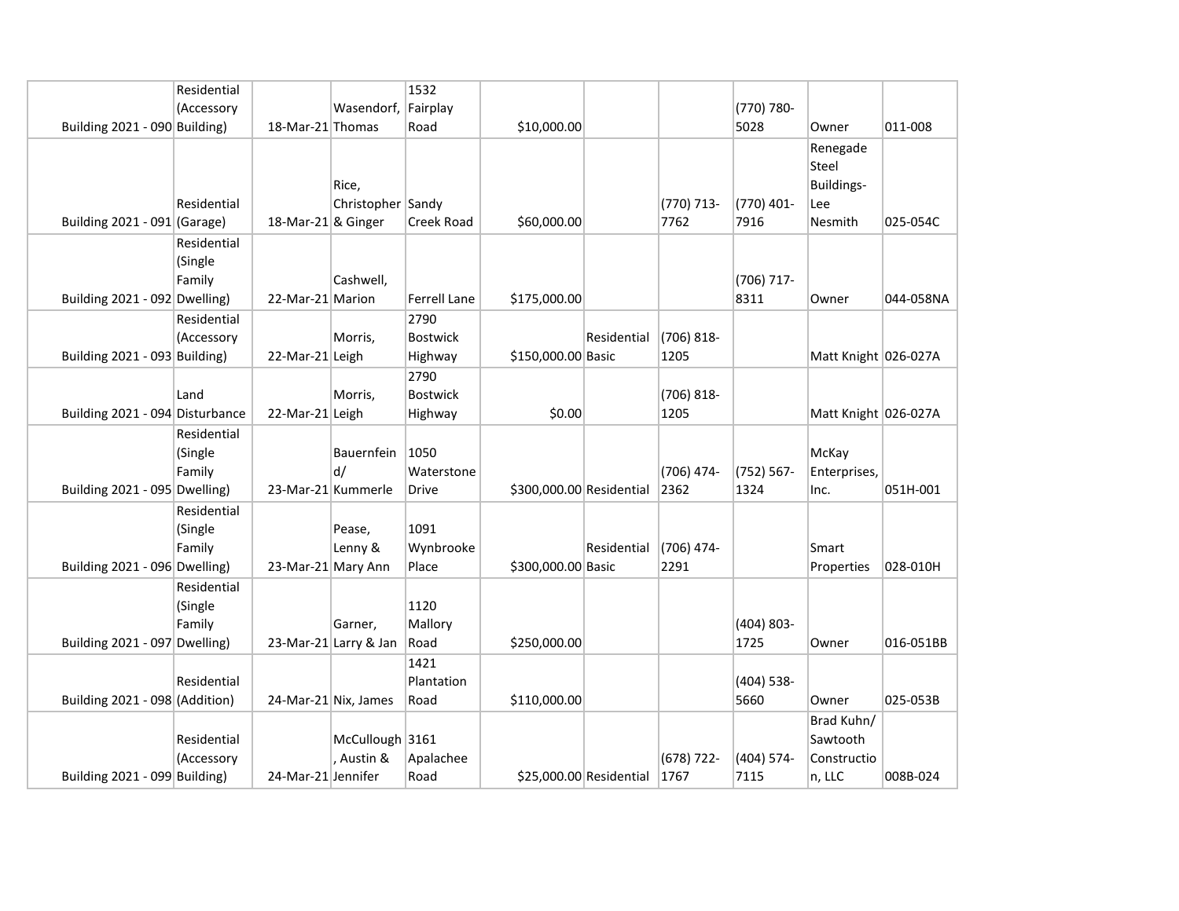| | | | | | | | | | | |
|---|---|---|---|---|---|---|---|---|---|---|
| Building 2021 - 090 | Residential (Accessory Building) | 18-Mar-21 | Wasendorf, Thomas | 1532 Fairplay Road | $10,000.00 | | | (770) 780-5028 | Owner | 011-008 |
| Building 2021 - 091 | Residential (Garage) | 18-Mar-21 | Rice, Christopher & Ginger | Sandy Creek Road | $60,000.00 | | (770) 713-7762 | (770) 401-7916 | Renegade Steel Buildings-Lee Nesmith | 025-054C |
| Building 2021 - 092 | Residential (Single Family Dwelling) | 22-Mar-21 | Cashwell, Marion | Ferrell Lane | $175,000.00 | | | (706) 717-8311 | Owner | 044-058NA |
| Building 2021 - 093 | Residential (Accessory Building) | 22-Mar-21 | Morris, Leigh | 2790 Bostwick Highway | $150,000.00 | Residential Basic | (706) 818-1205 | | Matt Knight | 026-027A |
| Building 2021 - 094 | Land Disturbance | 22-Mar-21 | Morris, Leigh | 2790 Bostwick Highway | $0.00 | | (706) 818-1205 | | Matt Knight | 026-027A |
| Building 2021 - 095 | Residential (Single Family Dwelling) | 23-Mar-21 | Bauernfeind/ Kummerle | 1050 Waterstone Drive | $300,000.00 | Residential | (706) 474-2362 | (752) 567-1324 | McKay Enterprises, Inc. | 051H-001 |
| Building 2021 - 096 | Residential (Single Family Dwelling) | 23-Mar-21 | Pease, Lenny & Mary Ann | 1091 Wynbrooke Place | $300,000.00 | Residential Basic | (706) 474-2291 | | Smart Properties | 028-010H |
| Building 2021 - 097 | Residential (Single Family Dwelling) | 23-Mar-21 | Garner, Larry & Jan | 1120 Mallory Road | $250,000.00 | | | (404) 803-1725 | Owner | 016-051BB |
| Building 2021 - 098 | Residential (Addition) | 24-Mar-21 | Nix, James | 1421 Plantation Road | $110,000.00 | | | (404) 538-5660 | Owner | 025-053B |
| Building 2021 - 099 | Residential (Accessory Building) | 24-Mar-21 | McCullough, Austin & Jennifer | 3161 Apalachee Road | $25,000.00 | Residential | (678) 722-1767 | (404) 574-7115 | Brad Kuhn/ Sawtooth Construction, LLC | 008B-024 |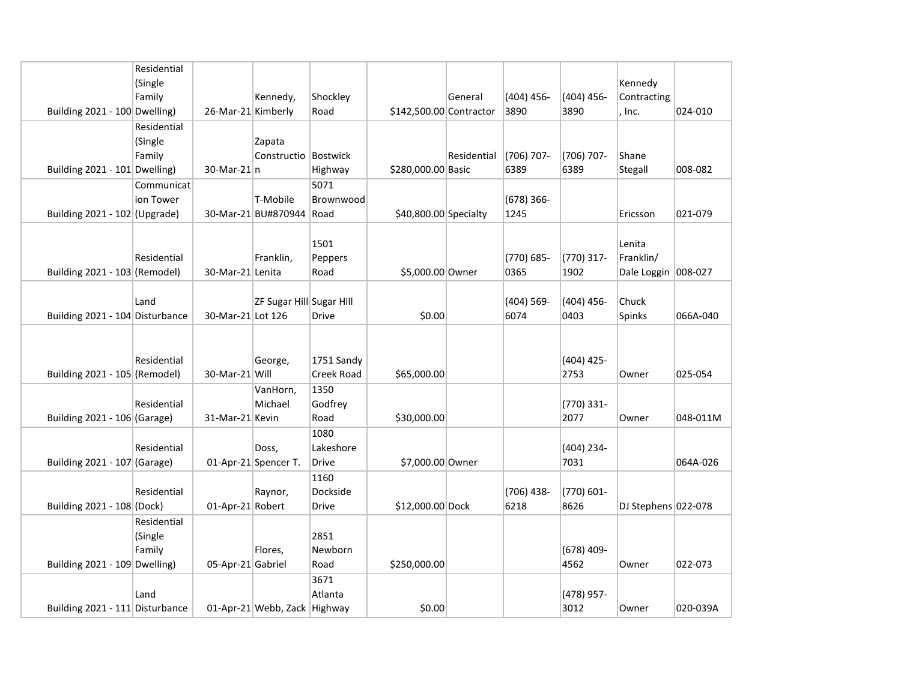| | | | | | | | | | | |
|---|---|---|---|---|---|---|---|---|---|---|
| Building 2021 - 100 | Residential (Single Family Dwelling) | 26-Mar-21 | Kennedy, Kimberly | Shockley Road | $142,500.00 | General Contractor | (404) 456-3890 | (404) 456-3890 | Kennedy Contracting, Inc. | 024-010 |
| Building 2021 - 101 | Residential (Single Family Dwelling) | 30-Mar-21 | Zapata Construction | Bostwick Highway | $280,000.00 | Residential Basic | (706) 707-6389 | (706) 707-6389 | Shane Stegall | 008-082 |
| Building 2021 - 102 | Communication Tower (Upgrade) | 30-Mar-21 | T-Mobile BU#870944 | 5071 Brownwood Road | $40,800.00 | Specialty | (678) 366-1245 | | Ericsson | 021-079 |
| Building 2021 - 103 | Residential (Remodel) | 30-Mar-21 | Franklin, Lenita | 1501 Peppers Road | $5,000.00 | Owner | (770) 685-0365 | (770) 317-1902 | Lenita Franklin/ Dale Loggin | 008-027 |
| Building 2021 - 104 | Land Disturbance | 30-Mar-21 | ZF Sugar Hill Lot 126 | Sugar Hill Drive | $0.00 | | (404) 569-6074 | (404) 456-0403 | Chuck Spinks | 066A-040 |
| Building 2021 - 105 | Residential (Remodel) | 30-Mar-21 | George, Will | 1751 Sandy Creek Road | $65,000.00 | | | (404) 425-2753 | Owner | 025-054 |
| Building 2021 - 106 | Residential (Garage) | 31-Mar-21 | VanHorn, Michael Kevin | 1350 Godfrey Road | $30,000.00 | | | (770) 331-2077 | Owner | 048-011M |
| Building 2021 - 107 | Residential (Garage) | 01-Apr-21 | Doss, Spencer T. | 1080 Lakeshore Drive | $7,000.00 | Owner | | (404) 234-7031 | | 064A-026 |
| Building 2021 - 108 | Residential (Dock) | 01-Apr-21 | Raynor, Robert | 1160 Dockside Drive | $12,000.00 | Dock | (706) 438-6218 | (770) 601-8626 | DJ Stephens | 022-078 |
| Building 2021 - 109 | Residential (Single Family Dwelling) | 05-Apr-21 | Flores, Gabriel | 2851 Newborn Road | $250,000.00 | | | (678) 409-4562 | Owner | 022-073 |
| Building 2021 - 111 | Land Disturbance | 01-Apr-21 | Webb, Zack | 3671 Atlanta Highway | $0.00 | | | (478) 957-3012 | Owner | 020-039A |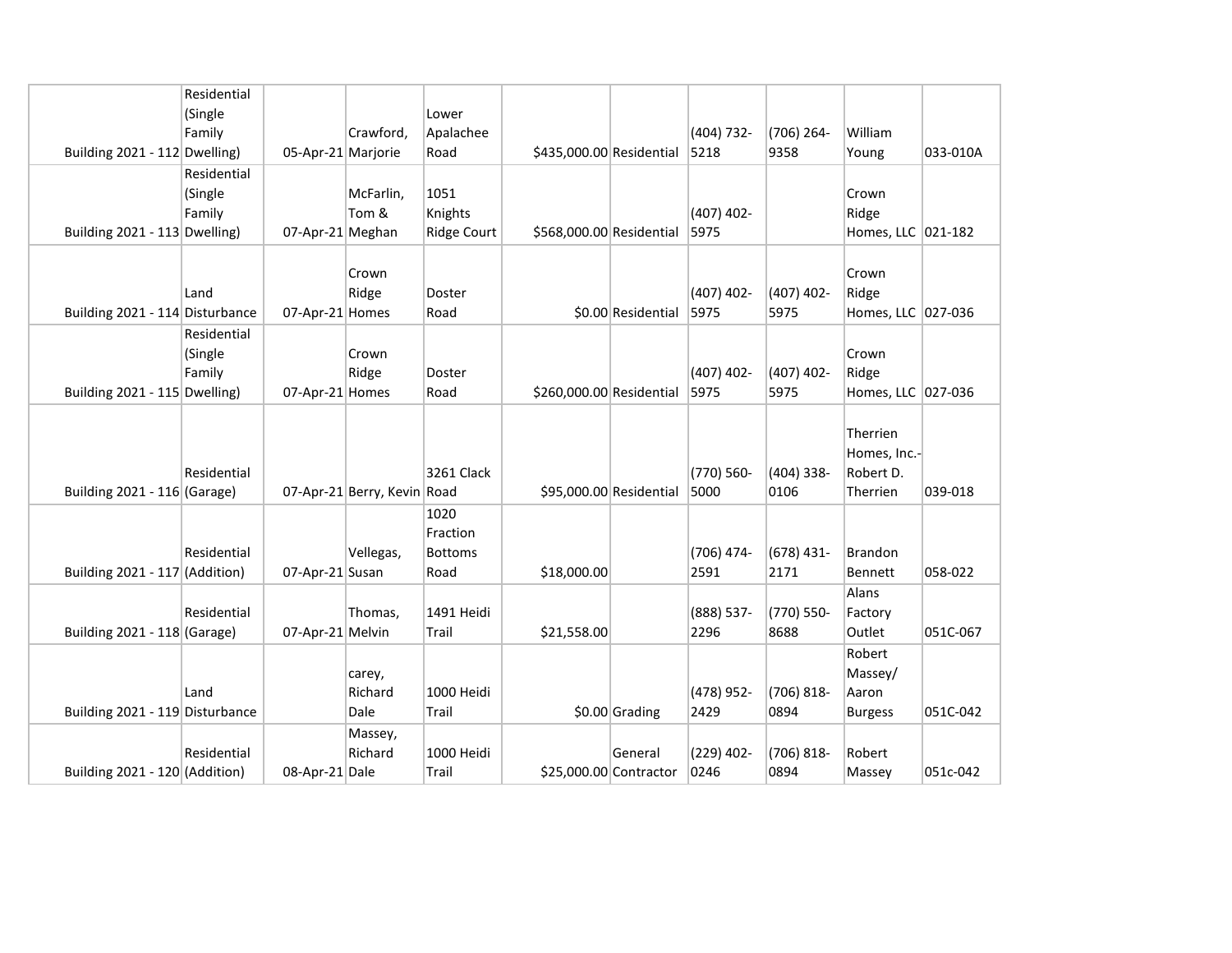| | | | | | | | | | | |
|---|---|---|---|---|---|---|---|---|---|---|
| Building 2021 - 112 | Residential (Single Family Dwelling) | 05-Apr-21 | Crawford, Marjorie | Lower Apalachee Road | $435,000.00 | Residential | (404) 732-5218 | (706) 264-9358 | William Young | 033-010A |
| Building 2021 - 113 | Residential (Single Family Dwelling) | 07-Apr-21 | McFarlin, Tom & Meghan | 1051 Knights Ridge Court | $568,000.00 | Residential | (407) 402-5975 | | Crown Ridge Homes, LLC | 021-182 |
| Building 2021 - 114 | Land Disturbance | 07-Apr-21 | Crown Ridge Homes | Doster Road | $0.00 | Residential | (407) 402-5975 | (407) 402-5975 | Crown Ridge Homes, LLC | 027-036 |
| Building 2021 - 115 | Residential (Single Family Dwelling) | 07-Apr-21 | Crown Ridge Homes | Doster Road | $260,000.00 | Residential | (407) 402-5975 | (407) 402-5975 | Crown Ridge Homes, LLC | 027-036 |
| Building 2021 - 116 | Residential (Garage) | 07-Apr-21 | Berry, Kevin | 3261 Clack Road | $95,000.00 | Residential | (770) 560-5000 | (404) 338-0106 | Therrien Homes, Inc.-Robert D. Therrien | 039-018 |
| Building 2021 - 117 | Residential (Addition) | 07-Apr-21 | Vellegas, Susan | 1020 Fraction Bottoms Road | $18,000.00 | | (706) 474-2591 | (678) 431-2171 | Brandon Bennett | 058-022 |
| Building 2021 - 118 | Residential (Garage) | 07-Apr-21 | Thomas, Melvin | 1491 Heidi Trail | $21,558.00 | | (888) 537-2296 | (770) 550-8688 | Alans Factory Outlet | 051C-067 |
| Building 2021 - 119 | Land Disturbance | | carey, Richard Dale | 1000 Heidi Trail | $0.00 | Grading | (478) 952-2429 | (706) 818-0894 | Robert Massey/ Aaron Burgess | 051C-042 |
| Building 2021 - 120 | Residential (Addition) | 08-Apr-21 | Massey, Richard Dale | 1000 Heidi Trail | $25,000.00 | General Contractor | (229) 402-0246 | (706) 818-0894 | Robert Massey | 051c-042 |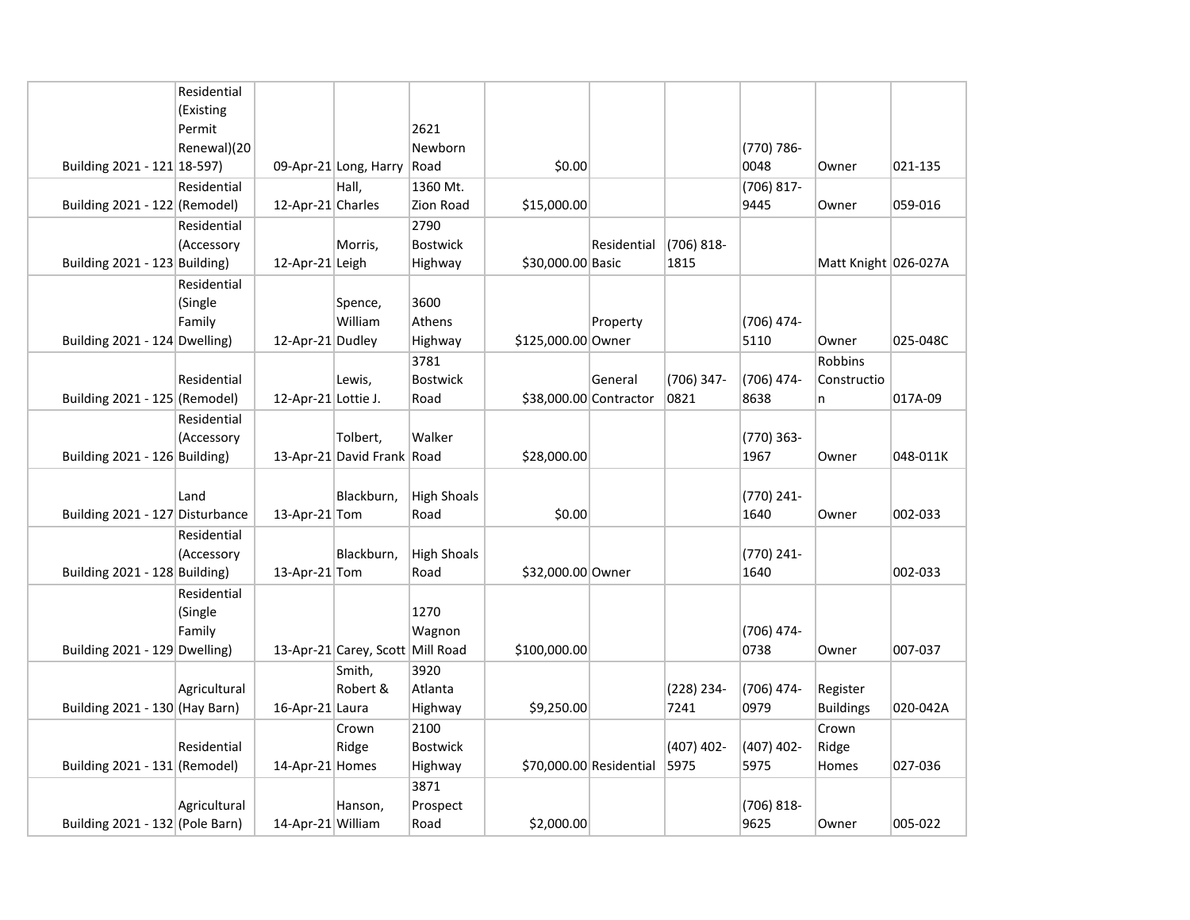| | | | | | | | | | | |
|---|---|---|---|---|---|---|---|---|---|---|
| Building 2021 - 121 | Residential (Existing Permit Renewal)(2018-597) | 09-Apr-21 | Long, Harry | 2621 Newborn Road | $0.00 | | | (770) 786-0048 | Owner | 021-135 |
| Building 2021 - 122 | Residential (Remodel) | 12-Apr-21 | Hall, Charles | 1360 Mt. Zion Road | $15,000.00 | | | (706) 817-9445 | Owner | 059-016 |
| Building 2021 - 123 | Residential (Accessory Building) | 12-Apr-21 | Morris, Leigh | 2790 Bostwick Highway | $30,000.00 | Residential Basic | (706) 818-1815 | | Matt Knight | 026-027A |
| Building 2021 - 124 | Residential (Single Family Dwelling) | 12-Apr-21 | Spence, William Dudley | 3600 Athens Highway | $125,000.00 | Property Owner | | (706) 474-5110 | Owner | 025-048C |
| Building 2021 - 125 | Residential (Remodel) | 12-Apr-21 | Lewis, Lottie J. | 3781 Bostwick Road | $38,000.00 | General Contractor | (706) 347-0821 | (706) 474-8638 | Robbins Construction | 017A-09 |
| Building 2021 - 126 | Residential (Accessory Building) | 13-Apr-21 | Tolbert, David Frank | Walker Road | $28,000.00 | | | (770) 363-1967 | Owner | 048-011K |
| Building 2021 - 127 | Land Disturbance | 13-Apr-21 | Blackburn, Tom | High Shoals Road | $0.00 | | | (770) 241-1640 | Owner | 002-033 |
| Building 2021 - 128 | Residential (Accessory Building) | 13-Apr-21 | Blackburn, Tom | High Shoals Road | $32,000.00 | Owner | | (770) 241-1640 | | 002-033 |
| Building 2021 - 129 | Residential (Single Family Dwelling) | 13-Apr-21 | Carey, Scott | 1270 Wagnon Mill Road | $100,000.00 | | | (706) 474-0738 | Owner | 007-037 |
| Building 2021 - 130 | Agricultural (Hay Barn) | 16-Apr-21 | Smith, Robert & Laura | 3920 Atlanta Highway | $9,250.00 | | (228) 234-7241 | (706) 474-0979 | Register Buildings | 020-042A |
| Building 2021 - 131 | Residential (Remodel) | 14-Apr-21 | Crown Ridge Homes | 2100 Bostwick Highway | $70,000.00 | Residential | (407) 402-5975 | (407) 402-5975 | Crown Ridge Homes | 027-036 |
| Building 2021 - 132 | Agricultural (Pole Barn) | 14-Apr-21 | Hanson, William | 3871 Prospect Road | $2,000.00 | | | (706) 818-9625 | Owner | 005-022 |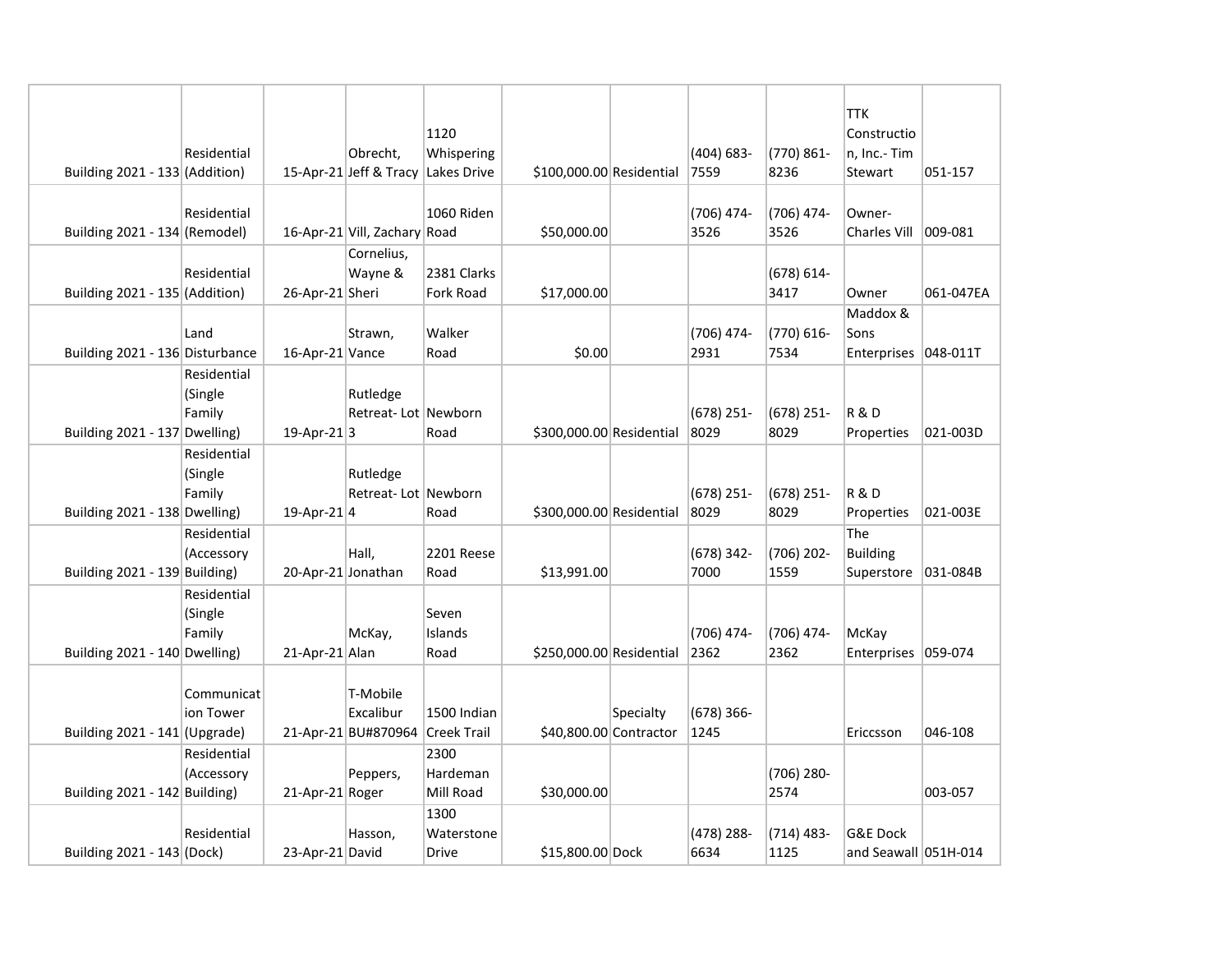| | | | | | | | | | | |
|---|---|---|---|---|---|---|---|---|---|---|
| Building 2021 - 133 | Residential (Addition) | 15-Apr-21 | Obrecht, Jeff & Tracy | 1120 Whispering Lakes Drive | $100,000.00 | Residential | (404) 683-7559 | (770) 861-8236 | TTK Construction, Inc.- Tim Stewart | 051-157 |
| Building 2021 - 134 | Residential (Remodel) | 16-Apr-21 | Vill, Zachary | 1060 Riden Road | $50,000.00 | | (706) 474-3526 | (706) 474-3526 | Owner- Charles Vill | 009-081 |
| Building 2021 - 135 | Residential (Addition) | 26-Apr-21 | Cornelius, Wayne & Sheri | 2381 Clarks Fork Road | $17,000.00 | | | (678) 614-3417 | Owner | 061-047EA |
| Building 2021 - 136 | Land Disturbance | 16-Apr-21 | Strawn, Vance | Walker Road | $0.00 | | (706) 474-2931 | (770) 616-7534 | Maddox & Sons Enterprises | 048-011T |
| Building 2021 - 137 | Residential (Single Family Dwelling) | 19-Apr-21 | Rutledge Retreat- Lot 3 | Newborn Road | $300,000.00 | Residential | (678) 251-8029 | (678) 251-8029 | R & D Properties | 021-003D |
| Building 2021 - 138 | Residential (Single Family Dwelling) | 19-Apr-21 | Rutledge Retreat- Lot 4 | Newborn Road | $300,000.00 | Residential | (678) 251-8029 | (678) 251-8029 | R & D Properties | 021-003E |
| Building 2021 - 139 | Residential (Accessory Building) | 20-Apr-21 | Hall, Jonathan | 2201 Reese Road | $13,991.00 | | (678) 342-7000 | (706) 202-1559 | The Building Superstore | 031-084B |
| Building 2021 - 140 | Residential (Single Family Dwelling) | 21-Apr-21 | McKay, Alan | Seven Islands Road | $250,000.00 | Residential | (706) 474-2362 | (706) 474-2362 | McKay Enterprises | 059-074 |
| Building 2021 - 141 | Communication Tower (Upgrade) | 21-Apr-21 | T-Mobile Excalibur BU#870964 | 1500 Indian Creek Trail | $40,800.00 | Specialty Contractor | (678) 366-1245 | | Ericcsson | 046-108 |
| Building 2021 - 142 | Residential (Accessory Building) | 21-Apr-21 | Peppers, Roger | 2300 Hardeman Mill Road | $30,000.00 | | | (706) 280-2574 | | 003-057 |
| Building 2021 - 143 | Residential (Dock) | 23-Apr-21 | Hasson, David | 1300 Waterstone Drive | $15,800.00 | Dock | (478) 288-6634 | (714) 483-1125 | G&E Dock and Seawall | 051H-014 |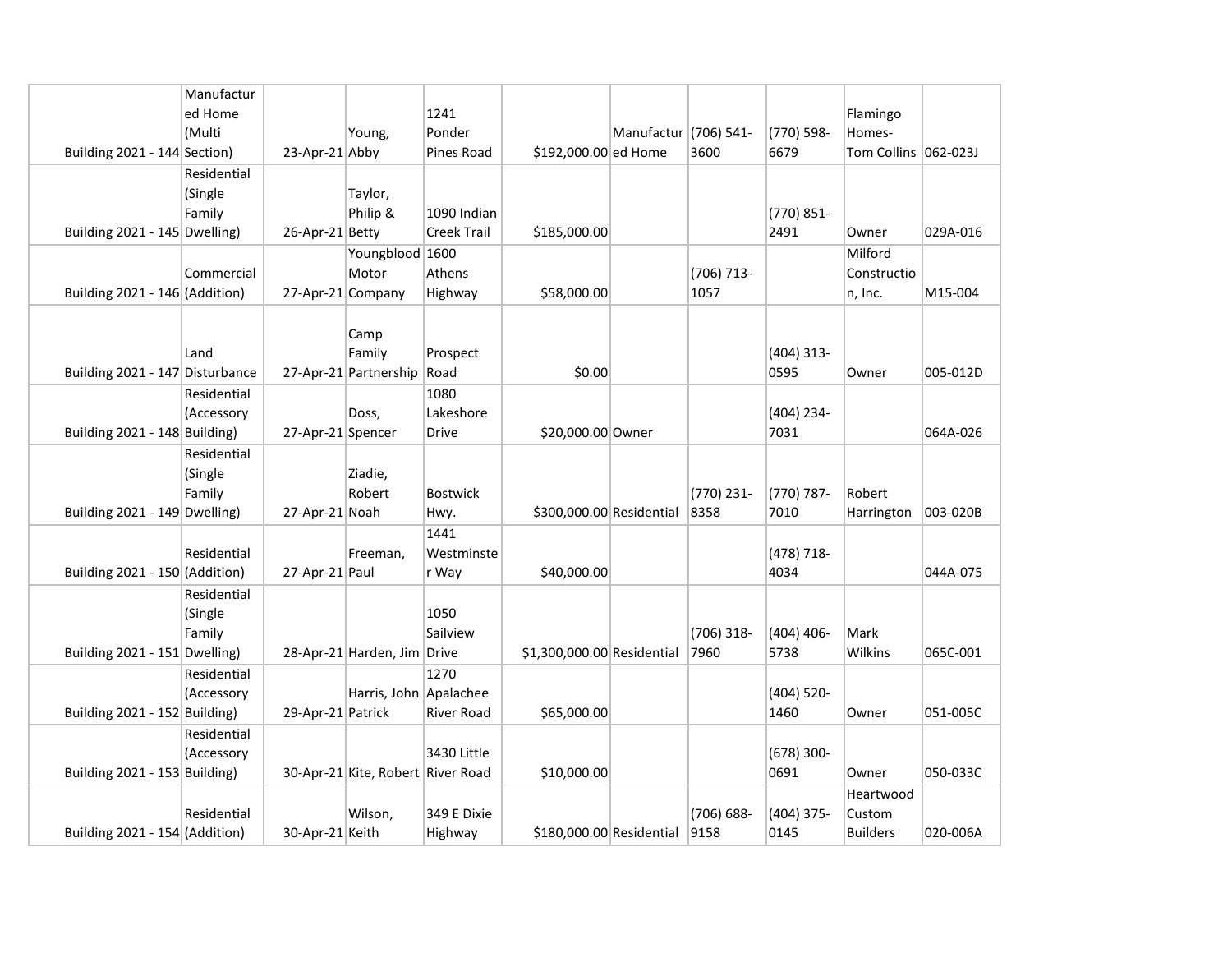| | | | | | | | | | | |
|---|---|---|---|---|---|---|---|---|---|---|
| Building 2021 - 144 | Manufactured Home (Multi Section) | 23-Apr-21 | Young, Abby | 1241 Ponder Pines Road | $192,000.00 | Manufactured Home | (706) 541-3600 | (770) 598-6679 | Flamingo Homes-Tom Collins | 062-023J |
| Building 2021 - 145 | Residential (Single Family Dwelling) | 26-Apr-21 | Taylor, Philip & Betty | 1090 Indian Creek Trail | $185,000.00 | | | (770) 851-2491 | Owner | 029A-016 |
| Building 2021 - 146 | Commercial (Addition) | 27-Apr-21 | Youngblood Motor Company | 1600 Athens Highway | $58,000.00 | | (706) 713-1057 | | Milford Construction, Inc. | M15-004 |
| Building 2021 - 147 | Land Disturbance | 27-Apr-21 | Camp Family Partnership | Prospect Road | $0.00 | | | (404) 313-0595 | Owner | 005-012D |
| Building 2021 - 148 | Residential (Accessory Building) | 27-Apr-21 | Doss, Spencer | 1080 Lakeshore Drive | $20,000.00 | Owner | | (404) 234-7031 | | 064A-026 |
| Building 2021 - 149 | Residential (Single Family Dwelling) | 27-Apr-21 | Ziadie, Robert Noah | Bostwick Hwy. | $300,000.00 | Residential | (770) 231-8358 | (770) 787-7010 | Robert Harrington | 003-020B |
| Building 2021 - 150 | Residential (Addition) | 27-Apr-21 | Freeman, Paul | 1441 Westminster Way | $40,000.00 | | | (478) 718-4034 | | 044A-075 |
| Building 2021 - 151 | Residential (Single Family Dwelling) | 28-Apr-21 | Harden, Jim | 1050 Sailview Drive | $1,300,000.00 | Residential | (706) 318-7960 | (404) 406-5738 | Mark Wilkins | 065C-001 |
| Building 2021 - 152 | Residential (Accessory Building) | 29-Apr-21 | Harris, John Patrick | 1270 Apalachee River Road | $65,000.00 | | | (404) 520-1460 | Owner | 051-005C |
| Building 2021 - 153 | Residential (Accessory Building) | 30-Apr-21 | Kite, Robert | 3430 Little River Road | $10,000.00 | | | (678) 300-0691 | Owner | 050-033C |
| Building 2021 - 154 | Residential (Addition) | 30-Apr-21 | Wilson, Keith | 349 E Dixie Highway | $180,000.00 | Residential | (706) 688-9158 | (404) 375-0145 | Heartwood Custom Builders | 020-006A |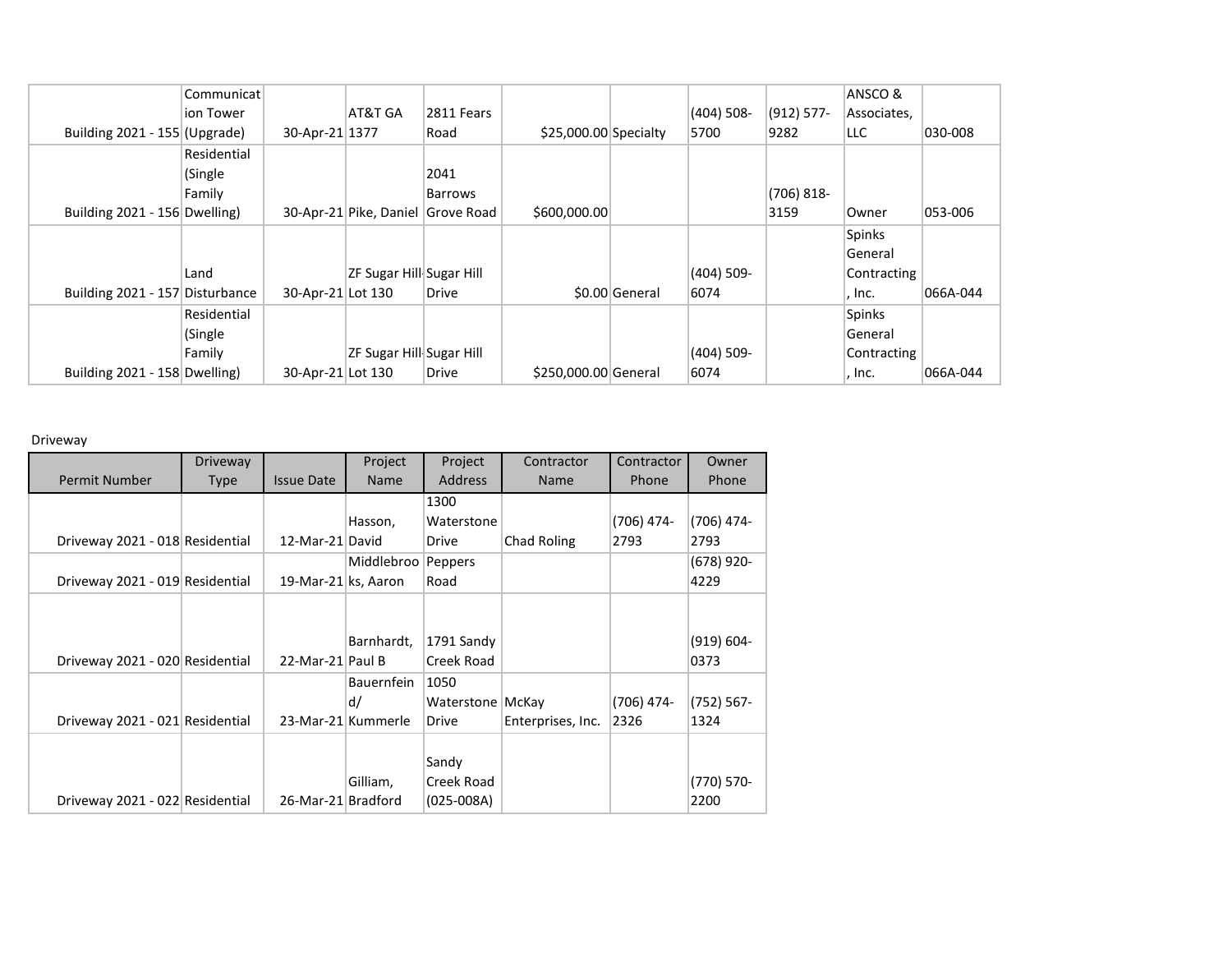| | | | | | | | | | | |
|---|---|---|---|---|---|---|---|---|---|---|
| Building 2021 - 155 | Communication Tower (Upgrade) | 30-Apr-21 | AT&T GA 1377 | 2811 Fears Road | $25,000.00 | Specialty | (404) 508-5700 | (912) 577-9282 | ANSCO & Associates, LLC | 030-008 |
| Building 2021 - 156 | Residential (Single Family Dwelling) | 30-Apr-21 | Pike, Daniel | 2041 Barrows Grove Road | $600,000.00 | | | (706) 818-3159 | Owner | 053-006 |
| Building 2021 - 157 | Land Disturbance | 30-Apr-21 | ZF Sugar Hill Lot 130 | Sugar Hill Drive | $0.00 | General | (404) 509-6074 | | Spinks General Contracting, Inc. | 066A-044 |
| Building 2021 - 158 | Residential (Single Family Dwelling) | 30-Apr-21 | ZF Sugar Hill Lot 130 | Sugar Hill Drive | $250,000.00 | General | (404) 509-6074 | | Spinks General Contracting, Inc. | 066A-044 |

Driveway

| Permit Number | Driveway Type | Issue Date | Project Name | Project Address | Contractor Name | Contractor Phone | Owner Phone |
|---|---|---|---|---|---|---|---|
| Driveway 2021 - 018 | Residential | 12-Mar-21 | Hasson, David | 1300 Waterstone Drive | Chad Roling | (706) 474-2793 | (706) 474-2793 |
| Driveway 2021 - 019 | Residential | 19-Mar-21 | Middlebrooks, Aaron | Peppers Road | | | (678) 920-4229 |
| Driveway 2021 - 020 | Residential | 22-Mar-21 | Barnhardt, Paul B | 1791 Sandy Creek Road | | | (919) 604-0373 |
| Driveway 2021 - 021 | Residential | 23-Mar-21 | Bauernfeind/ Kummerle | 1050 Waterstone Drive | McKay Enterprises, Inc. | (706) 474-2326 | (752) 567-1324 |
| Driveway 2021 - 022 | Residential | 26-Mar-21 | Gilliam, Bradford | Sandy Creek Road (025-008A) | | | (770) 570-2200 |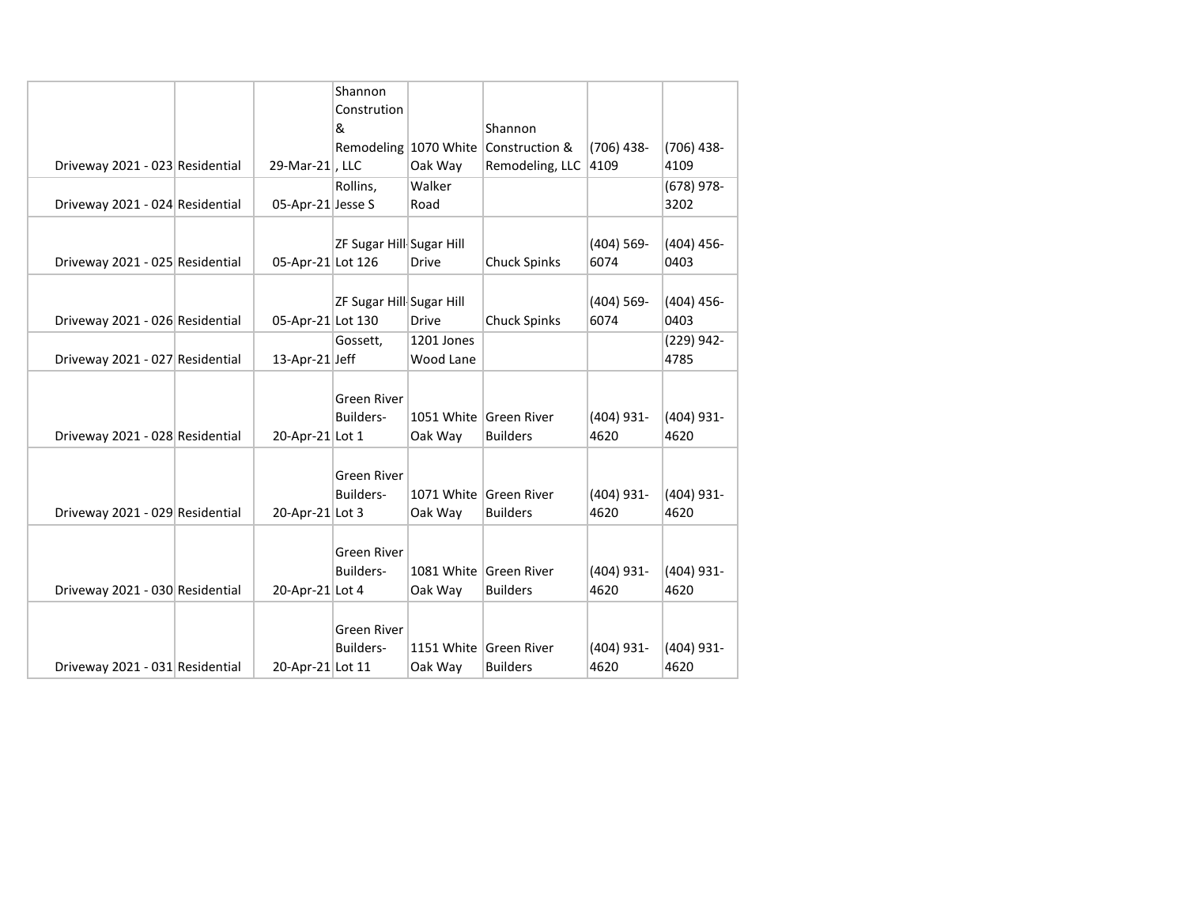| | | | | | | | |
|---|---|---|---|---|---|---|---|
| Driveway 2021 - 023 | Residential | 29-Mar-21 | Shannon Constrution & Remodeling, LLC | 1070 White Oak Way | Shannon Construction & Remodeling, LLC | (706) 438-4109 | (706) 438-4109 |
| Driveway 2021 - 024 | Residential | 05-Apr-21 | Rollins, Jesse S | Walker Road | | | (678) 978-3202 |
| Driveway 2021 - 025 | Residential | 05-Apr-21 | ZF Sugar Hill Lot 126 | Sugar Hill Drive | Chuck Spinks | (404) 569-6074 | (404) 456-0403 |
| Driveway 2021 - 026 | Residential | 05-Apr-21 | ZF Sugar Hill Lot 130 | Sugar Hill Drive | Chuck Spinks | (404) 569-6074 | (404) 456-0403 |
| Driveway 2021 - 027 | Residential | 13-Apr-21 | Gossett, Jeff | 1201 Jones Wood Lane | | | (229) 942-4785 |
| Driveway 2021 - 028 | Residential | 20-Apr-21 | Green River Builders-Lot 1 | 1051 White Oak Way | Green River Builders | (404) 931-4620 | (404) 931-4620 |
| Driveway 2021 - 029 | Residential | 20-Apr-21 | Green River Builders-Lot 3 | 1071 White Oak Way | Green River Builders | (404) 931-4620 | (404) 931-4620 |
| Driveway 2021 - 030 | Residential | 20-Apr-21 | Green River Builders-Lot 4 | 1081 White Oak Way | Green River Builders | (404) 931-4620 | (404) 931-4620 |
| Driveway 2021 - 031 | Residential | 20-Apr-21 | Green River Builders-Lot 11 | 1151 White Oak Way | Green River Builders | (404) 931-4620 | (404) 931-4620 |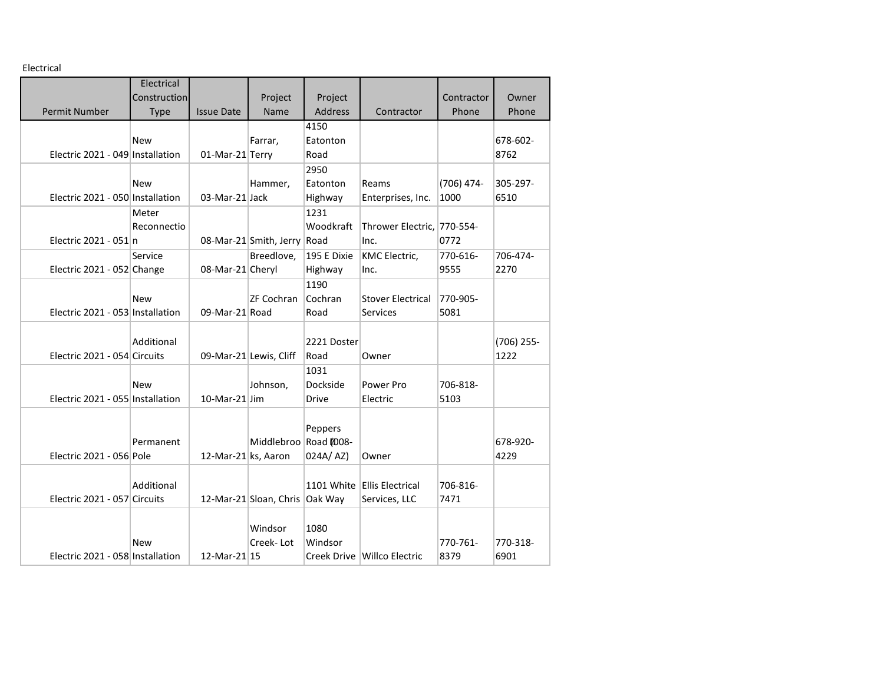Electrical

| Permit Number | Electrical Construction Type | Issue Date | Project Name | Project Address | Contractor | Contractor Phone | Owner Phone |
|---|---|---|---|---|---|---|---|
| Electric 2021 - 049 | New Installation | 01-Mar-21 | Farrar, Terry | 4150 Eatonton Road | | | 678-602-8762 |
| Electric 2021 - 050 | New Installation | 03-Mar-21 | Hammer, Jack | 2950 Eatonton Highway | Reams Enterprises, Inc. | (706) 474-1000 | 305-297-6510 |
| Electric 2021 - 051 | Meter Reconnection | 08-Mar-21 | Smith, Jerry | 1231 Woodkraft Road | Thrower Electric, Inc. | 770-554-0772 | |
| Electric 2021 - 052 | Service Change | 08-Mar-21 | Breedlove, Cheryl | 195 E Dixie Highway | KMC Electric, Inc. | 770-616-9555 | 706-474-2270 |
| Electric 2021 - 053 | New Installation | 09-Mar-21 | ZF Cochran Road | 1190 Cochran Road | Stover Electrical Services | 770-905-5081 | |
| Electric 2021 - 054 | Additional Circuits | 09-Mar-21 | Lewis, Cliff | 2221 Doster Road | Owner | | (706) 255-1222 |
| Electric 2021 - 055 | New Installation | 10-Mar-21 | Johnson, Jim | 1031 Dockside Drive | Power Pro Electric | 706-818-5103 | |
| Electric 2021 - 056 | Permanent Pole | 12-Mar-21 | Middlebrooks, Aaron | Peppers Road (008-024A/ AZ) | Owner | | 678-920-4229 |
| Electric 2021 - 057 | Additional Circuits | 12-Mar-21 | Sloan, Chris | 1101 White Oak Way | Ellis Electrical Services, LLC | 706-816-7471 | |
| Electric 2021 - 058 | New Installation | 12-Mar-21 | Windsor Creek- Lot 15 | 1080 Windsor Creek Drive | Willco Electric | 770-761-8379 | 770-318-6901 |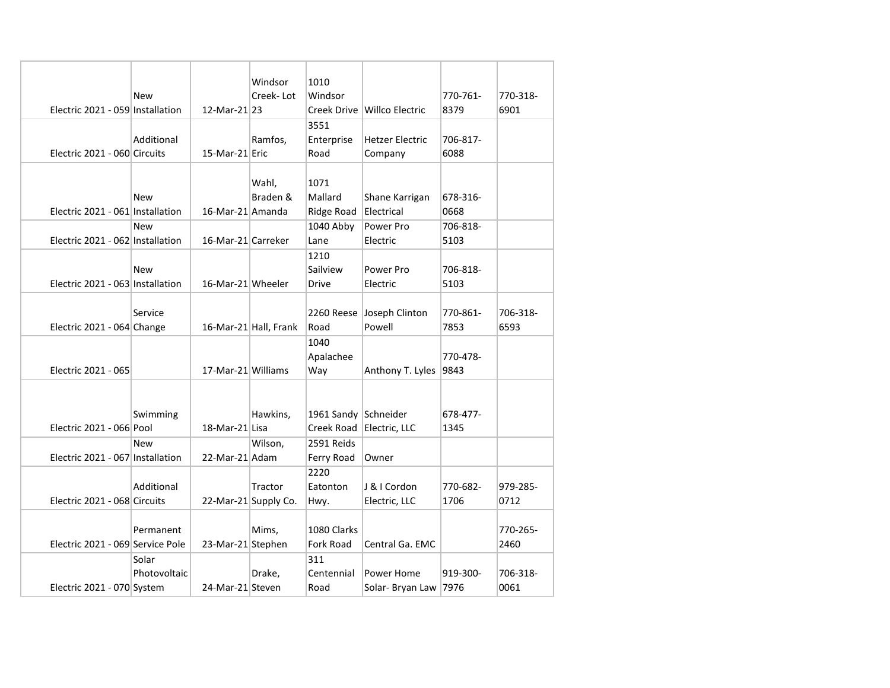| | | | | | | | |
|---|---|---|---|---|---|---|---|
| Electric 2021 - 059 | New Installation | 12-Mar-21 | Windsor Creek- Lot 23 | 1010 Windsor Creek Drive | Willco Electric | 770-761-8379 | 770-318-6901 |
| Electric 2021 - 060 | Additional Circuits | 15-Mar-21 | Ramfos, Eric | 3551 Enterprise Road | Hetzer Electric Company | 706-817-6088 | |
| Electric 2021 - 061 | New Installation | 16-Mar-21 | Wahl, Braden & Amanda | 1071 Mallard Ridge Road | Shane Karrigan Electrical | 678-316-0668 | |
| Electric 2021 - 062 | New Installation | 16-Mar-21 | Carreker | 1040 Abby Lane | Power Pro Electric | 706-818-5103 | |
| Electric 2021 - 063 | New Installation | 16-Mar-21 | Wheeler | 1210 Sailview Drive | Power Pro Electric | 706-818-5103 | |
| Electric 2021 - 064 | Service Change | 16-Mar-21 | Hall, Frank | 2260 Reese Road | Joseph Clinton Powell | 770-861-7853 | 706-318-6593 |
| Electric 2021 - 065 | | 17-Mar-21 | Williams | 1040 Apalachee Way | Anthony T. Lyles | 770-478-9843 | |
| Electric 2021 - 066 | Swimming Pool | 18-Mar-21 | Hawkins, Lisa | 1961 Sandy Creek Road | Schneider Electric, LLC | 678-477-1345 | |
| Electric 2021 - 067 | New Installation | 22-Mar-21 | Wilson, Adam | 2591 Reids Ferry Road | Owner | | |
| Electric 2021 - 068 | Additional Circuits | 22-Mar-21 | Tractor Supply Co. | 2220 Eatonton Hwy. | J & I Cordon Electric, LLC | 770-682-1706 | 979-285-0712 |
| Electric 2021 - 069 | Permanent Service Pole | 23-Mar-21 | Mims, Stephen | 1080 Clarks Fork Road | Central Ga. EMC | | 770-265-2460 |
| Electric 2021 - 070 | Solar Photovoltaic System | 24-Mar-21 | Drake, Steven | 311 Centennial Road | Power Home Solar- Bryan Law | 919-300-7976 | 706-318-0061 |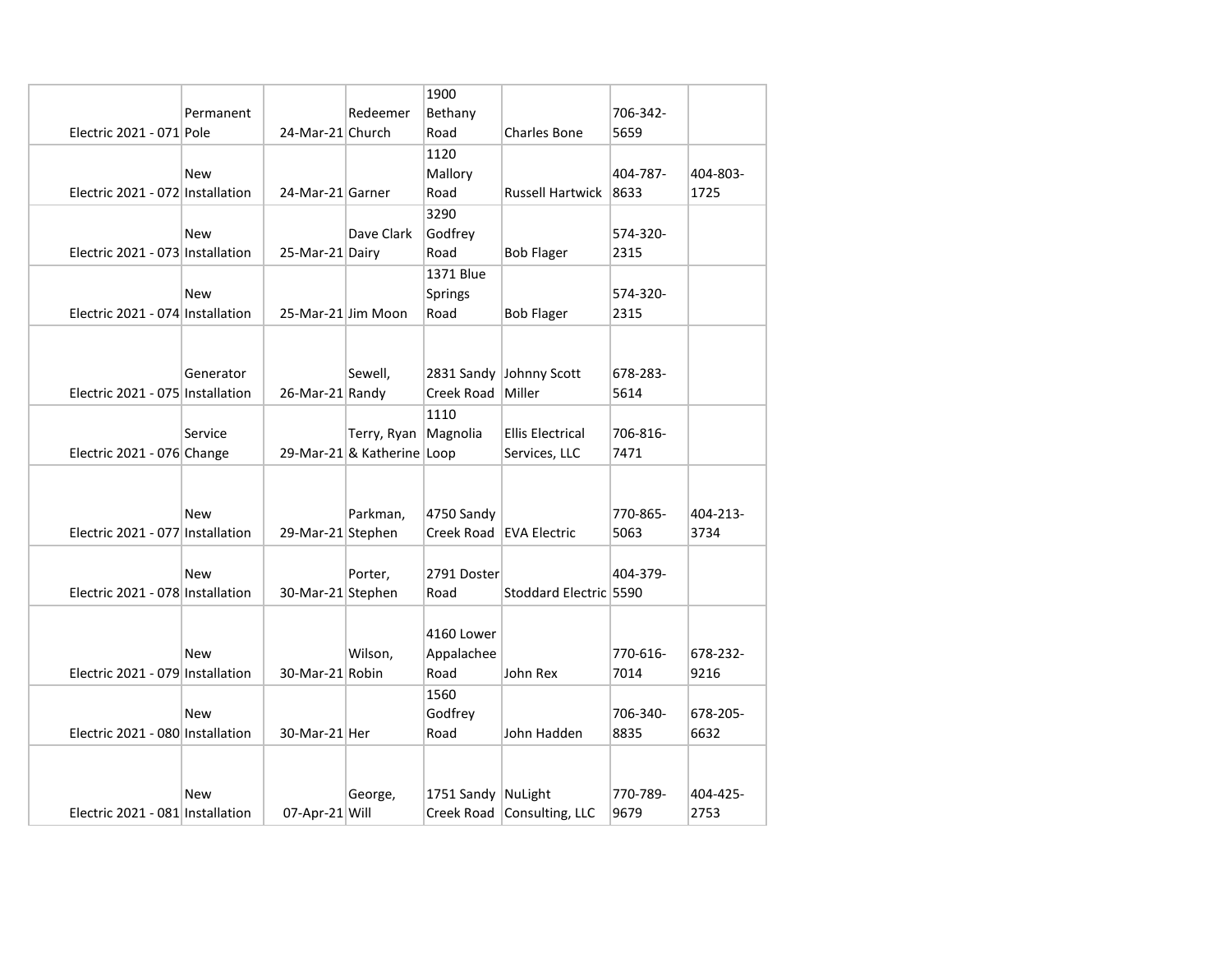| | | | | | | | |
|---|---|---|---|---|---|---|---|
| Electric 2021 - 071 | Permanent Pole | 24-Mar-21 | Redeemer Church | 1900 Bethany Road | Charles Bone | 706-342-5659 | |
| Electric 2021 - 072 | New Installation | 24-Mar-21 | Garner | 1120 Mallory Road | Russell Hartwick | 404-787-8633 | 404-803-1725 |
| Electric 2021 - 073 | New Installation | 25-Mar-21 | Dave Clark Dairy | 3290 Godfrey Road | Bob Flager | 574-320-2315 | |
| Electric 2021 - 074 | New Installation | 25-Mar-21 | Jim Moon | 1371 Blue Springs Road | Bob Flager | 574-320-2315 | |
| Electric 2021 - 075 | Generator Installation | 26-Mar-21 | Sewell, Randy | 2831 Sandy Creek Road | Johnny Scott Miller | 678-283-5614 | |
| Electric 2021 - 076 | Service Change | 29-Mar-21 | Terry, Ryan & Katherine | 1110 Magnolia Loop | Ellis Electrical Services, LLC | 706-816-7471 | |
| Electric 2021 - 077 | New Installation | 29-Mar-21 | Parkman, Stephen | 4750 Sandy Creek Road | EVA Electric | 770-865-5063 | 404-213-3734 |
| Electric 2021 - 078 | New Installation | 30-Mar-21 | Porter, Stephen | 2791 Doster Road | Stoddard Electric | 404-379-5590 | |
| Electric 2021 - 079 | New Installation | 30-Mar-21 | Wilson, Robin | 4160 Lower Appalachee Road | John Rex | 770-616-7014 | 678-232-9216 |
| Electric 2021 - 080 | New Installation | 30-Mar-21 | Her | 1560 Godfrey Road | John Hadden | 706-340-8835 | 678-205-6632 |
| Electric 2021 - 081 | New Installation | 07-Apr-21 | George, Will | 1751 Sandy Creek Road | NuLight Consulting, LLC | 770-789-9679 | 404-425-2753 |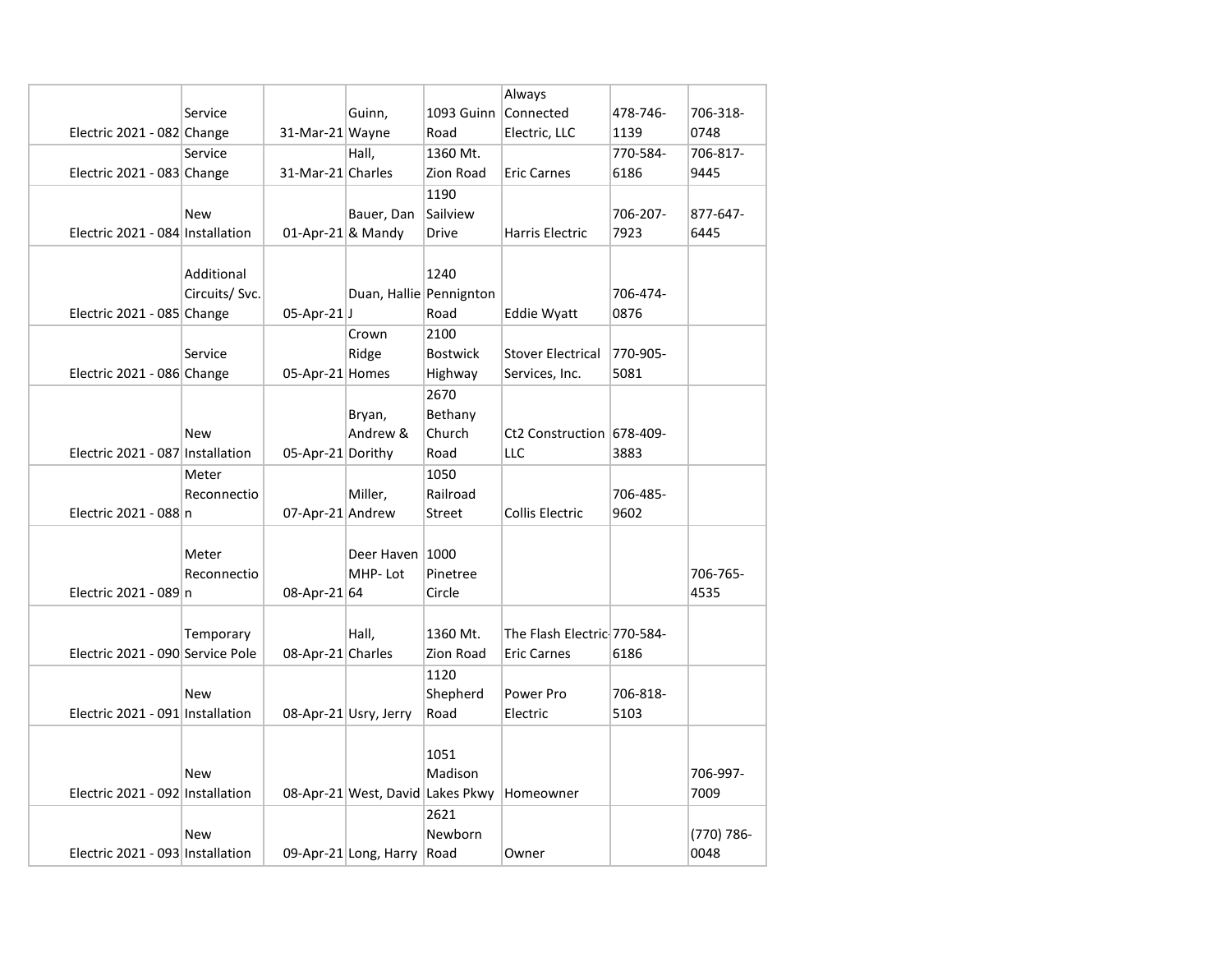| | | | | | | | |
|---|---|---|---|---|---|---|---|
| Electric 2021 - 082 | Service Change | 31-Mar-21 | Guinn, Wayne | 1093 Guinn Road | Always Connected Electric, LLC | 478-746-1139 | 706-318-0748 |
| Electric 2021 - 083 | Service Change | 31-Mar-21 | Hall, Charles | 1360 Mt. Zion Road | Eric Carnes | 770-584-6186 | 706-817-9445 |
| Electric 2021 - 084 | New Installation | 01-Apr-21 | Bauer, Dan & Mandy | 1190 Sailview Drive | Harris Electric | 706-207-7923 | 877-647-6445 |
| Electric 2021 - 085 | Additional Circuits/ Svc. Change | 05-Apr-21 | Duan, Hallie J | 1240 Pennignton Road | Eddie Wyatt | 706-474-0876 | |
| Electric 2021 - 086 | Service Change | 05-Apr-21 | Crown Ridge Homes | 2100 Bostwick Highway | Stover Electrical Services, Inc. | 770-905-5081 | |
| Electric 2021 - 087 | New Installation | 05-Apr-21 | Bryan, Andrew & Dorithy | 2670 Bethany Church Road | Ct2 Construction LLC | 678-409-3883 | |
| Electric 2021 - 088 | Meter Reconnection | 07-Apr-21 | Miller, Andrew | 1050 Railroad Street | Collis Electric | 706-485-9602 | |
| Electric 2021 - 089 | Meter Reconnection | 08-Apr-21 | Deer Haven MHP- Lot 64 | 1000 Pinetree Circle | | | 706-765-4535 |
| Electric 2021 - 090 | Temporary Service Pole | 08-Apr-21 | Hall, Charles | 1360 Mt. Zion Road | The Flash Electric- Eric Carnes | 770-584-6186 | |
| Electric 2021 - 091 | New Installation | 08-Apr-21 | Usry, Jerry | 1120 Shepherd Road | Power Pro Electric | 706-818-5103 | |
| Electric 2021 - 092 | New Installation | 08-Apr-21 | West, David | 1051 Madison Lakes Pkwy | Homeowner | | 706-997-7009 |
| Electric 2021 - 093 | New Installation | 09-Apr-21 | Long, Harry | 2621 Newborn Road | Owner | | (770) 786-0048 |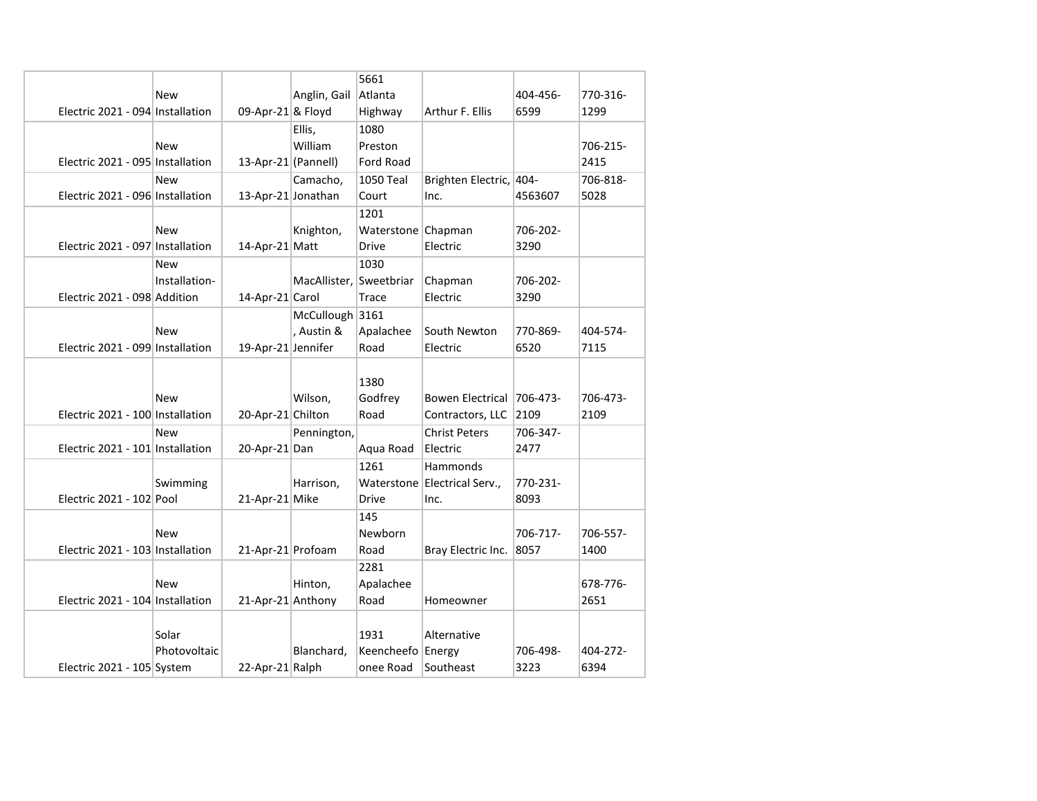| | | | | | | | |
|---|---|---|---|---|---|---|---|
| Electric 2021 - 094 | New Installation | 09-Apr-21 | Anglin, Gail & Floyd | 5661 Atlanta Highway | Arthur F. Ellis | 404-456-6599 | 770-316-1299 |
| Electric 2021 - 095 | New Installation | 13-Apr-21 | Ellis, William (Pannell) | 1080 Preston Ford Road | | | 706-215-2415 |
| Electric 2021 - 096 | New Installation | 13-Apr-21 | Camacho, Jonathan | 1050 Teal Court | Brighten Electric, Inc. | 404-4563607 | 706-818-5028 |
| Electric 2021 - 097 | New Installation | 14-Apr-21 | Knighton, Matt | 1201 Waterstone Drive | Chapman Electric | 706-202-3290 | |
| Electric 2021 - 098 | New Installation-Addition | 14-Apr-21 | MacAllister, Carol | 1030 Sweetbriar Trace | Chapman Electric | 706-202-3290 | |
| Electric 2021 - 099 | New Installation | 19-Apr-21 | McCullough, Austin & Jennifer | 3161 Apalachee Road | South Newton Electric | 770-869-6520 | 404-574-7115 |
| Electric 2021 - 100 | New Installation | 20-Apr-21 | Wilson, Chilton | 1380 Godfrey Road | Bowen Electrical Contractors, LLC | 706-473-2109 | 706-473-2109 |
| Electric 2021 - 101 | New Installation | 20-Apr-21 | Pennington, Dan | Aqua Road | Christ Peters Electric | 706-347-2477 | |
| Electric 2021 - 102 | Swimming Pool | 21-Apr-21 | Harrison, Mike | 1261 Waterstone Drive | Hammonds Electrical Serv., Inc. | 770-231-8093 | |
| Electric 2021 - 103 | New Installation | 21-Apr-21 | Profoam | 145 Newborn Road | Bray Electric Inc. | 706-717-8057 | 706-557-1400 |
| Electric 2021 - 104 | New Installation | 21-Apr-21 | Hinton, Anthony | 2281 Apalachee Road | Homeowner | | 678-776-2651 |
| Electric 2021 - 105 | Solar Photovoltaic System | 22-Apr-21 | Blanchard, Ralph | 1931 Keencheefoonee Road | Alternative Energy Southeast | 706-498-3223 | 404-272-6394 |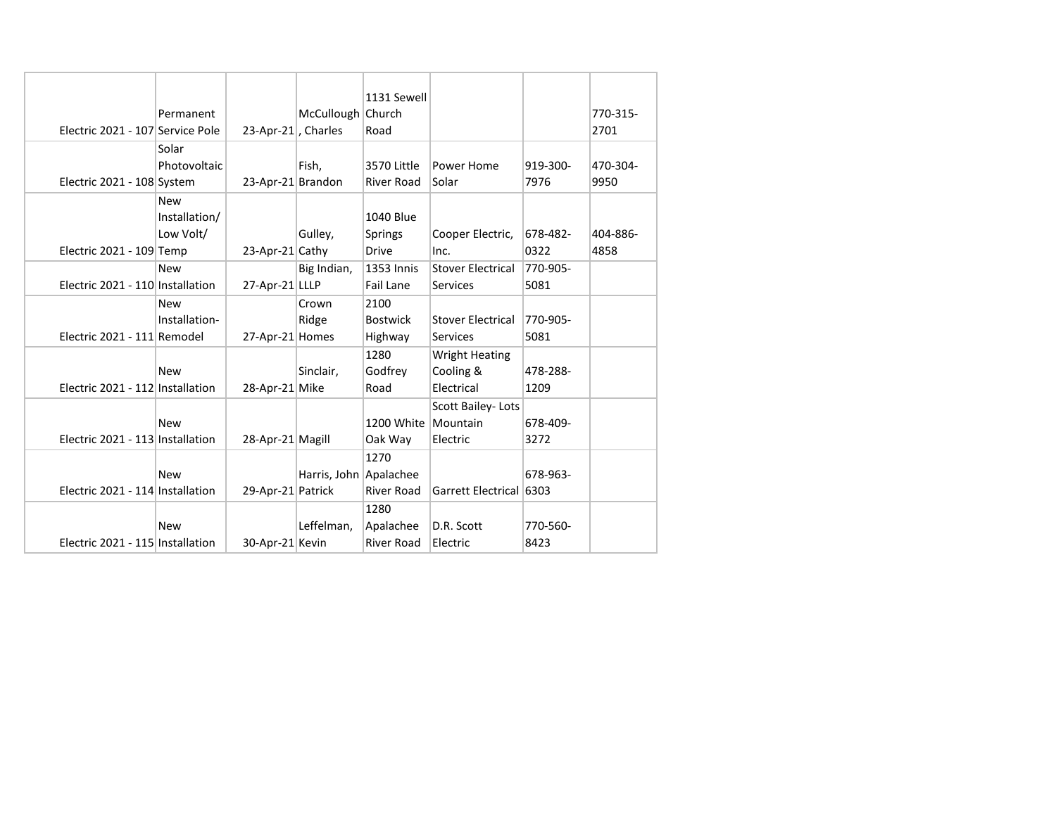| | | | | | | | |
|---|---|---|---|---|---|---|---|
| Electric 2021 - 107 | Permanent Service Pole | 23-Apr-21 | McCullough, Charles | 1131 Sewell Church Road | | | 770-315-2701 |
| Electric 2021 - 108 | Solar Photovoltaic System | 23-Apr-21 | Fish, Brandon | 3570 Little River Road | Power Home Solar | 919-300-7976 | 470-304-9950 |
| Electric 2021 - 109 | New Installation/ Low Volt/ Temp | 23-Apr-21 | Gulley, Cathy | 1040 Blue Springs Drive | Cooper Electric, Inc. | 678-482-0322 | 404-886-4858 |
| Electric 2021 - 110 | New Installation | 27-Apr-21 | Big Indian, LLLP | 1353 Innis Fail Lane | Stover Electrical Services | 770-905-5081 | |
| Electric 2021 - 111 | New Installation-Remodel | 27-Apr-21 | Crown Ridge Homes | 2100 Bostwick Highway | Stover Electrical Services | 770-905-5081 | |
| Electric 2021 - 112 | New Installation | 28-Apr-21 | Sinclair, Mike | 1280 Godfrey Road | Wright Heating Cooling & Electrical | 478-288-1209 | |
| Electric 2021 - 113 | New Installation | 28-Apr-21 | Magill | 1200 White Oak Way | Scott Bailey- Lots Mountain Electric | 678-409-3272 | |
| Electric 2021 - 114 | New Installation | 29-Apr-21 | Harris, John Patrick | 1270 Apalachee River Road | Garrett Electrical | 678-963-6303 | |
| Electric 2021 - 115 | New Installation | 30-Apr-21 | Leffelman, Kevin | 1280 Apalachee River Road | D.R. Scott Electric | 770-560-8423 | |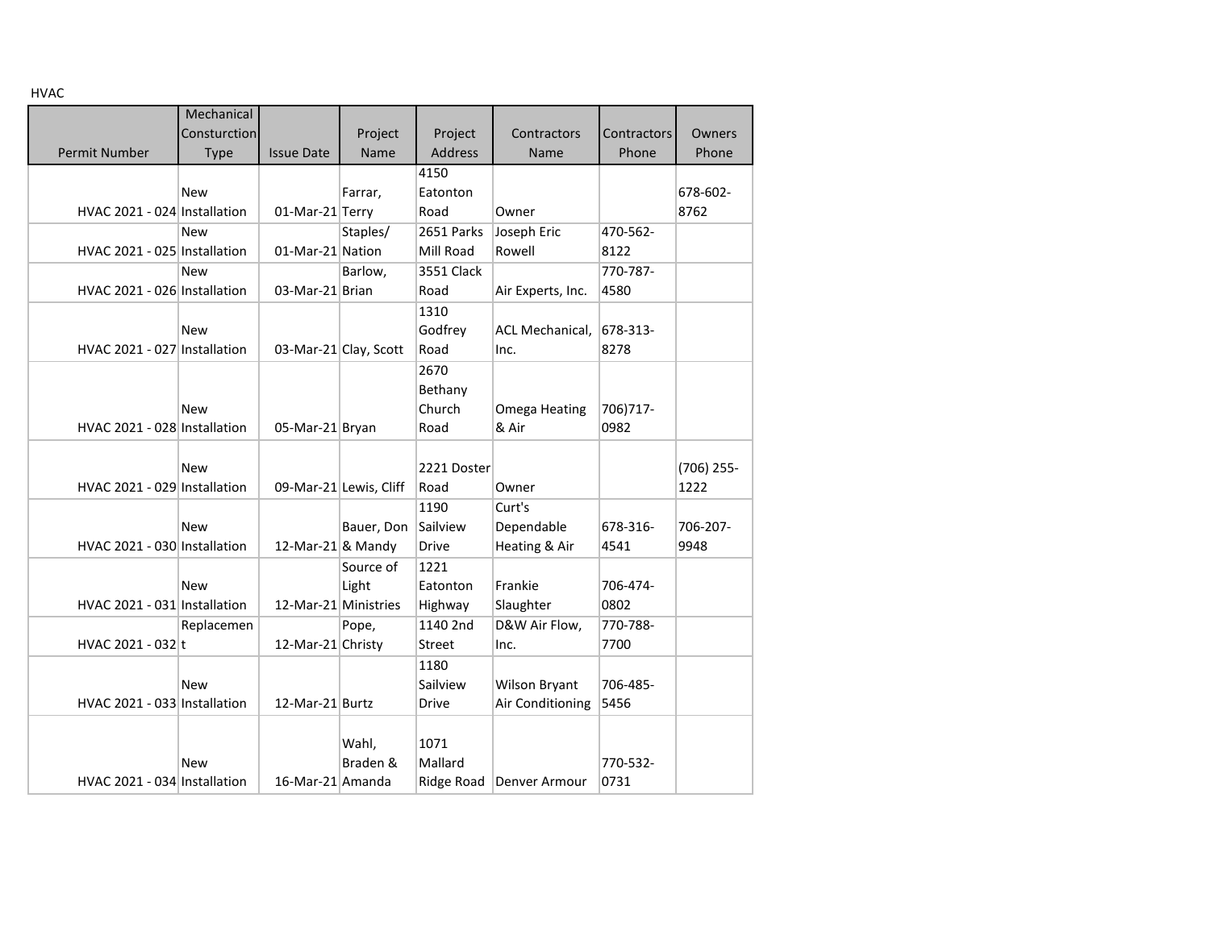HVAC

| Permit Number | Mechanical Consturction Type | Issue Date | Project Name | Project Address | Contractors Name | Contractors Phone | Owners Phone |
|---|---|---|---|---|---|---|---|
| HVAC 2021 - 024 | New Installation | 01-Mar-21 | Farrar, Terry | 4150 Eatonton Road | Owner | | 678-602-8762 |
| HVAC 2021 - 025 | New Installation | 01-Mar-21 | Staples/ Nation | 2651 Parks Mill Road | Joseph Eric Rowell | 470-562-8122 | |
| HVAC 2021 - 026 | New Installation | 03-Mar-21 | Barlow, Brian | 3551 Clack Road | Air Experts, Inc. | 770-787-4580 | |
| HVAC 2021 - 027 | New Installation | 03-Mar-21 | Clay, Scott | 1310 Godfrey Road | ACL Mechanical, Inc. | 678-313-8278 | |
| HVAC 2021 - 028 | New Installation | 05-Mar-21 | Bryan | 2670 Bethany Church Road | Omega Heating & Air | 706)717-0982 | |
| HVAC 2021 - 029 | New Installation | 09-Mar-21 | Lewis, Cliff | 2221 Doster Road | Owner | | (706) 255-1222 |
| HVAC 2021 - 030 | New Installation | 12-Mar-21 | Bauer, Don & Mandy | 1190 Sailview Drive | Curt's Dependable Heating & Air | 678-316-4541 | 706-207-9948 |
| HVAC 2021 - 031 | New Installation | 12-Mar-21 | Source of Light Ministries | 1221 Eatonton Highway | Frankie Slaughter | 706-474-0802 | |
| HVAC 2021 - 032 | Replacement | 12-Mar-21 | Pope, Christy | 1140 2nd Street | D&W Air Flow, Inc. | 770-788-7700 | |
| HVAC 2021 - 033 | New Installation | 12-Mar-21 | Burtz | 1180 Sailview Drive | Wilson Bryant Air Conditioning | 706-485-5456 | |
| HVAC 2021 - 034 | New Installation | 16-Mar-21 | Wahl, Braden & Amanda | 1071 Mallard Ridge Road | Denver Armour | 770-532-0731 | |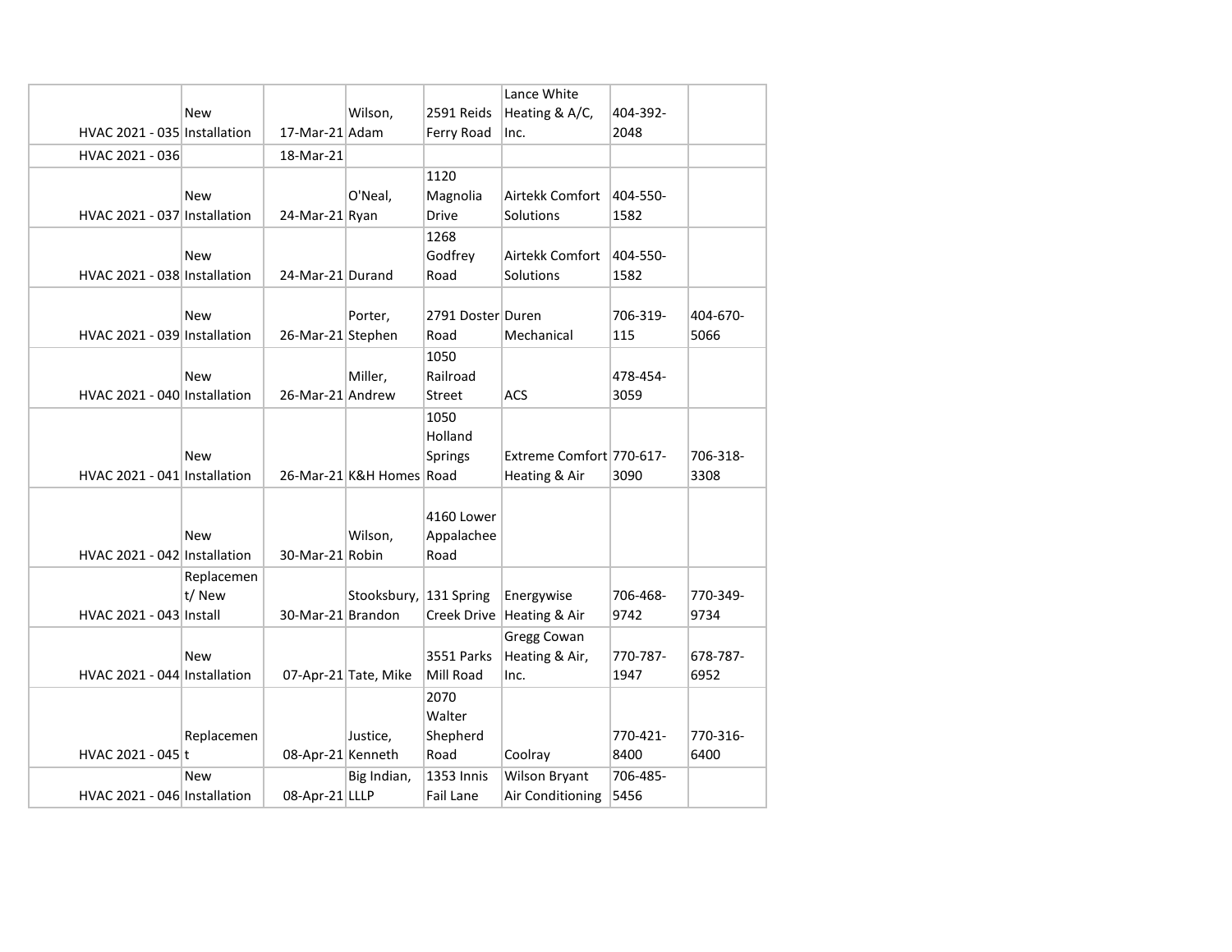| | | | | | | | |
|---|---|---|---|---|---|---|---|
| HVAC 2021 - 035 | New Installation | 17-Mar-21 | Wilson, Adam | 2591 Reids Ferry Road | Lance White Heating & A/C, Inc. | 404-392-2048 | |
| HVAC 2021 - 036 | | 18-Mar-21 | | | | | |
| HVAC 2021 - 037 | New Installation | 24-Mar-21 | O'Neal, Ryan | 1120 Magnolia Drive | Airtekk Comfort Solutions | 404-550-1582 | |
| HVAC 2021 - 038 | New Installation | 24-Mar-21 | Durand | 1268 Godfrey Road | Airtekk Comfort Solutions | 404-550-1582 | |
| HVAC 2021 - 039 | New Installation | 26-Mar-21 | Porter, Stephen | 2791 Doster Road | Duren Mechanical | 706-319-115 | 404-670-5066 |
| HVAC 2021 - 040 | New Installation | 26-Mar-21 | Miller, Andrew | 1050 Railroad Street | ACS | 478-454-3059 | |
| HVAC 2021 - 041 | New Installation | 26-Mar-21 | K&H Homes | 1050 Holland Springs Road | Extreme Comfort Heating & Air | 770-617-3090 | 706-318-3308 |
| HVAC 2021 - 042 | New Installation | 30-Mar-21 | Wilson, Robin | 4160 Lower Appalachee Road | | | |
| HVAC 2021 - 043 | Replacement/ New Install | 30-Mar-21 | Stooksbury, Brandon | 131 Spring Creek Drive | Energywise Heating & Air | 706-468-9742 | 770-349-9734 |
| HVAC 2021 - 044 | New Installation | 07-Apr-21 | Tate, Mike | 3551 Parks Mill Road | Gregg Cowan Heating & Air, Inc. | 770-787-1947 | 678-787-6952 |
| HVAC 2021 - 045 | Replacement | 08-Apr-21 | Justice, Kenneth | 2070 Walter Shepherd Road | Coolray | 770-421-8400 | 770-316-6400 |
| HVAC 2021 - 046 | New Installation | 08-Apr-21 | Big Indian, LLLP | 1353 Innis Fail Lane | Wilson Bryant Air Conditioning | 706-485-5456 | |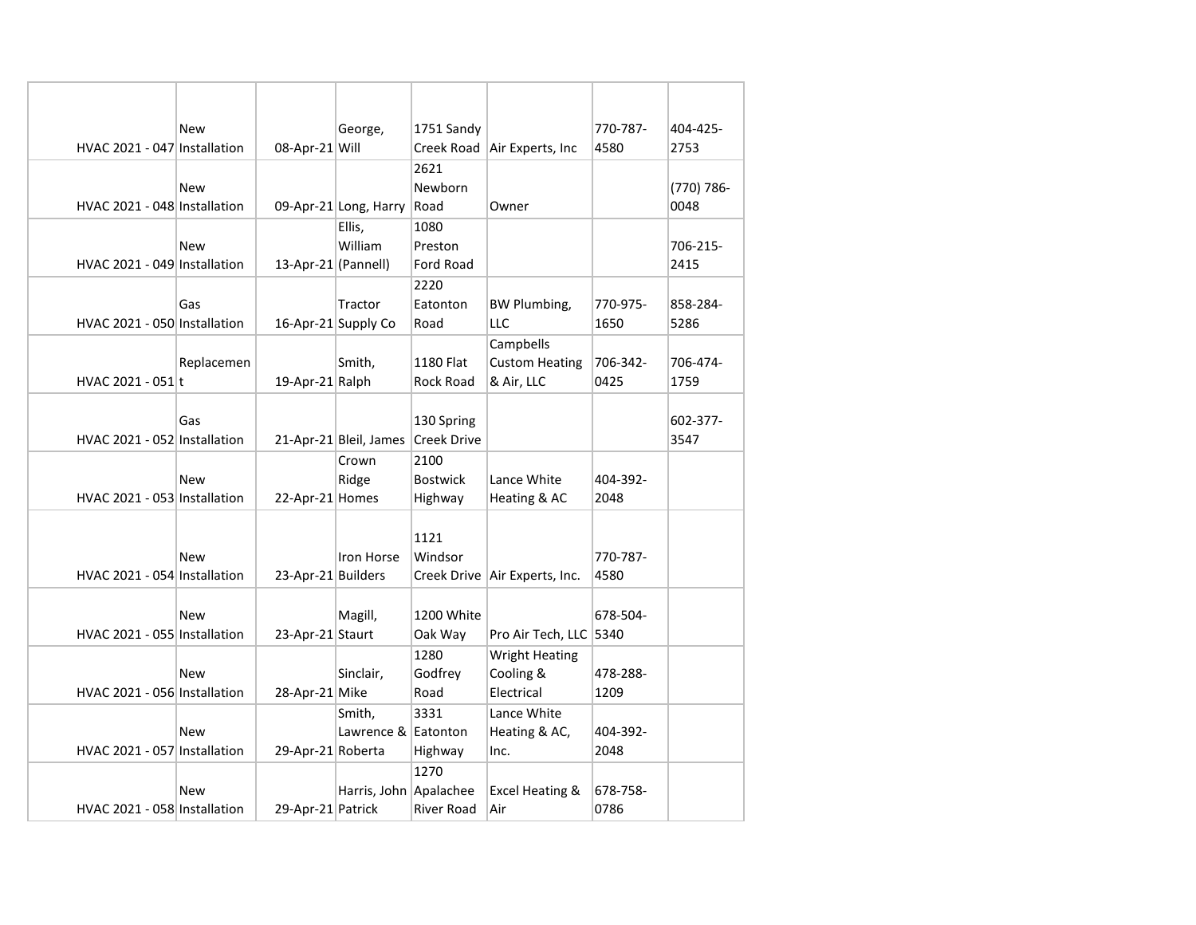| | | | | | | | |
|---|---|---|---|---|---|---|---|
| HVAC 2021 - 047 | New Installation | 08-Apr-21 | George, Will | 1751 Sandy Creek Road | Air Experts, Inc | 770-787-4580 | 404-425-2753 |
| HVAC 2021 - 048 | New Installation | 09-Apr-21 | Long, Harry | 2621 Newborn Road | Owner | | (770) 786-0048 |
| HVAC 2021 - 049 | New Installation | 13-Apr-21 | Ellis, William (Pannell) | 1080 Preston Ford Road | | | 706-215-2415 |
| HVAC 2021 - 050 | Gas Installation | 16-Apr-21 | Tractor Supply Co | 2220 Eatonton Road | BW Plumbing, LLC | 770-975-1650 | 858-284-5286 |
| HVAC 2021 - 051 | Replacement | 19-Apr-21 | Smith, Ralph | 1180 Flat Rock Road | Campbells Custom Heating & Air, LLC | 706-342-0425 | 706-474-1759 |
| HVAC 2021 - 052 | Gas Installation | 21-Apr-21 | Bleil, James | 130 Spring Creek Drive | | | 602-377-3547 |
| HVAC 2021 - 053 | New Installation | 22-Apr-21 | Crown Ridge Homes | 2100 Bostwick Highway | Lance White Heating & AC | 404-392-2048 | |
| HVAC 2021 - 054 | New Installation | 23-Apr-21 | Iron Horse Builders | 1121 Windsor Creek Drive | Air Experts, Inc. | 770-787-4580 | |
| HVAC 2021 - 055 | New Installation | 23-Apr-21 | Magill, Staurt | 1200 White Oak Way | Pro Air Tech, LLC | 678-504-5340 | |
| HVAC 2021 - 056 | New Installation | 28-Apr-21 | Sinclair, Mike | 1280 Godfrey Road | Wright Heating Cooling & Electrical | 478-288-1209 | |
| HVAC 2021 - 057 | New Installation | 29-Apr-21 | Smith, Lawrence & Roberta | 3331 Eatonton Highway | Lance White Heating & AC, Inc. | 404-392-2048 | |
| HVAC 2021 - 058 | New Installation | 29-Apr-21 | Harris, John Patrick | 1270 Apalachee River Road | Excel Heating & Air | 678-758-0786 | |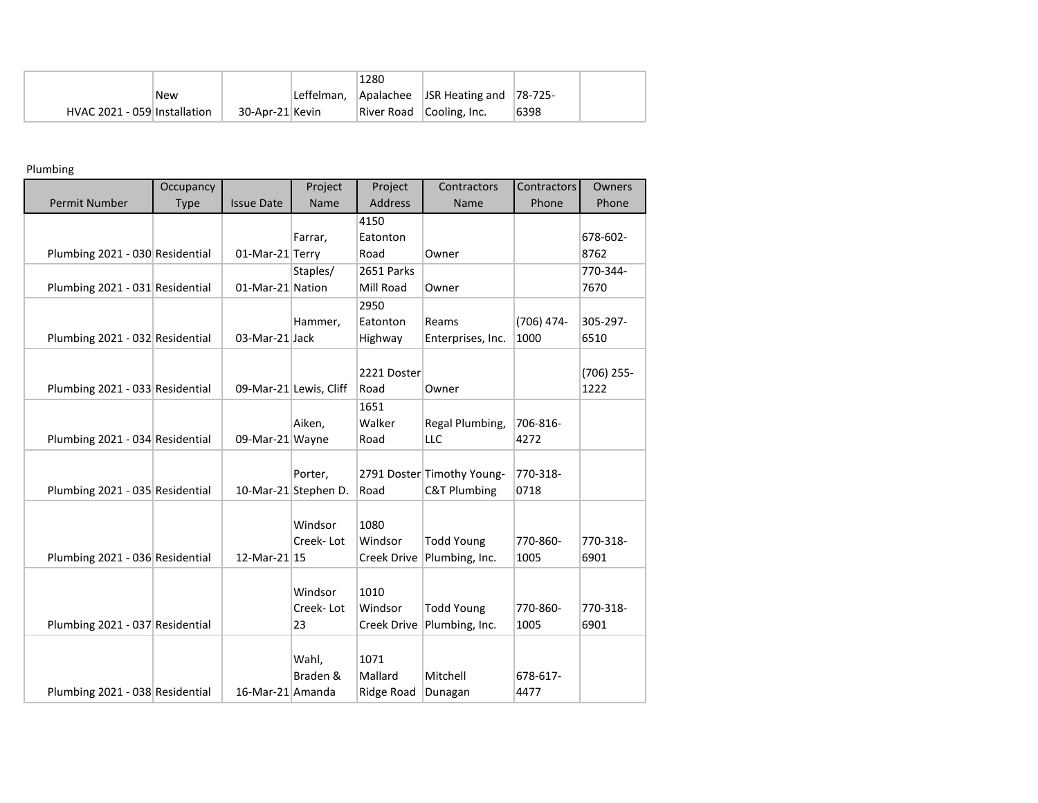| | | | | | | | |
|---|---|---|---|---|---|---|---|
| HVAC 2021 - 059 | New Installation | 30-Apr-21 | Leffelman, Kevin | 1280 Apalachee River Road | JSR Heating and Cooling, Inc. | 78-725-6398 | |

Plumbing

| Permit Number | Occupancy Type | Issue Date | Project Name | Project Address | Contractors Name | Contractors Phone | Owners Phone |
|---|---|---|---|---|---|---|---|
| Plumbing 2021 - 030 | Residential | 01-Mar-21 | Farrar, Terry | 4150 Eatonton Road | Owner | | 678-602-8762 |
| Plumbing 2021 - 031 | Residential | 01-Mar-21 | Staples/ Nation | 2651 Parks Mill Road | Owner | | 770-344-7670 |
| Plumbing 2021 - 032 | Residential | 03-Mar-21 | Hammer, Jack | 2950 Eatonton Highway | Reams Enterprises, Inc. | (706) 474-1000 | 305-297-6510 |
| Plumbing 2021 - 033 | Residential | 09-Mar-21 | Lewis, Cliff | 2221 Doster Road | Owner | | (706) 255-1222 |
| Plumbing 2021 - 034 | Residential | 09-Mar-21 | Aiken, Wayne | 1651 Walker Road | Regal Plumbing, LLC | 706-816-4272 | |
| Plumbing 2021 - 035 | Residential | 10-Mar-21 | Porter, Stephen D. | 2791 Doster Road | Timothy Young-C&T Plumbing | 770-318-0718 | |
| Plumbing 2021 - 036 | Residential | 12-Mar-21 | Windsor Creek- Lot 15 | 1080 Windsor Creek Drive | Todd Young Plumbing, Inc. | 770-860-1005 | 770-318-6901 |
| Plumbing 2021 - 037 | Residential | | Windsor Creek- Lot 23 | 1010 Windsor Creek Drive | Todd Young Plumbing, Inc. | 770-860-1005 | 770-318-6901 |
| Plumbing 2021 - 038 | Residential | 16-Mar-21 | Wahl, Braden & Amanda | 1071 Mallard Ridge Road | Mitchell Dunagan | 678-617-4477 | |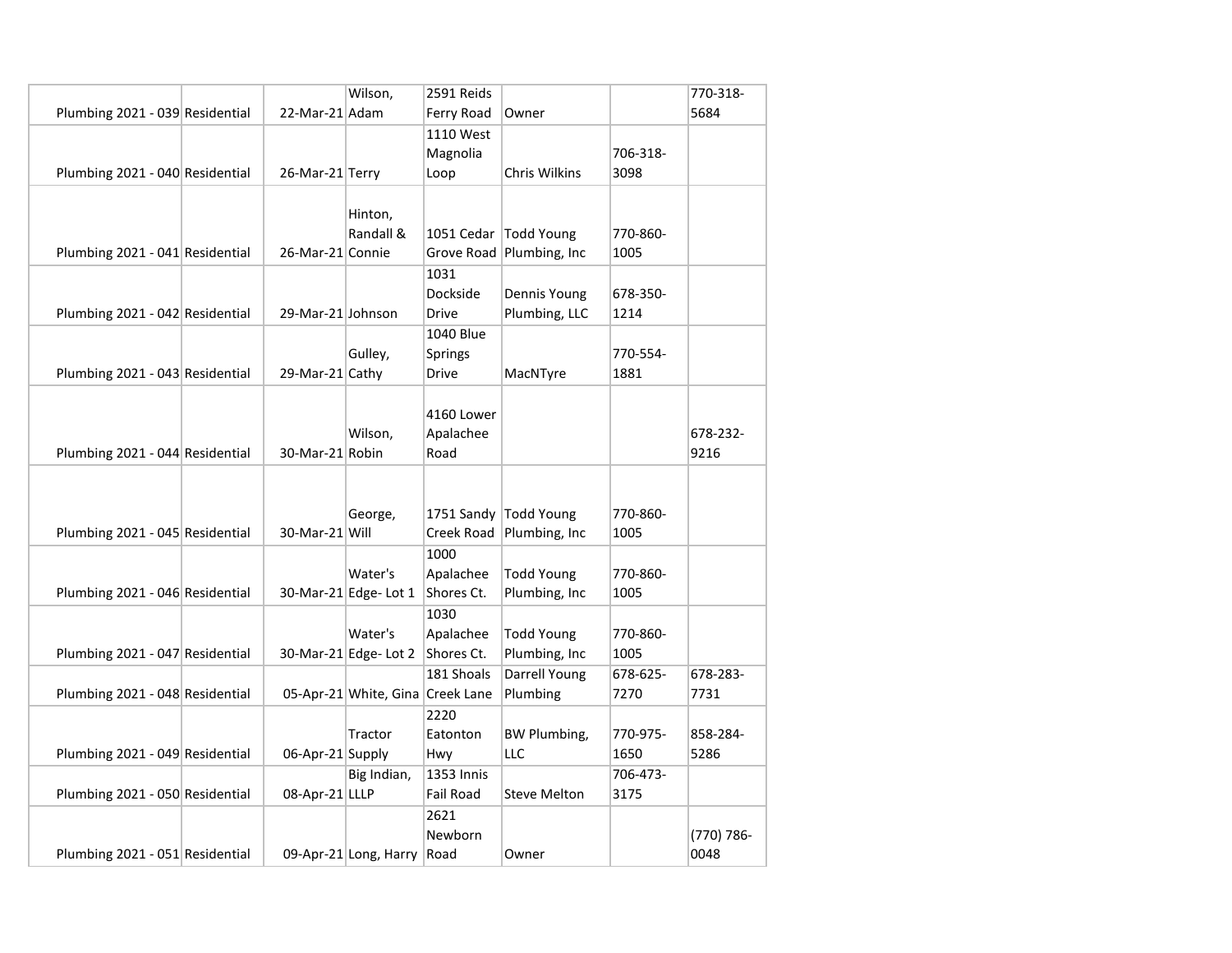| | | | | | | | |
|---|---|---|---|---|---|---|---|
| Plumbing 2021 - 039 | Residential | 22-Mar-21 | Wilson, Adam | 2591 Reids Ferry Road | Owner | | 770-318-5684 |
| Plumbing 2021 - 040 | Residential | 26-Mar-21 | Terry | 1110 West Magnolia Loop | Chris Wilkins | 706-318-3098 | |
| Plumbing 2021 - 041 | Residential | 26-Mar-21 | Hinton, Randall & Connie | 1051 Cedar Grove Road | Todd Young Plumbing, Inc | 770-860-1005 | |
| Plumbing 2021 - 042 | Residential | 29-Mar-21 | Johnson | 1031 Dockside Drive | Dennis Young Plumbing, LLC | 678-350-1214 | |
| Plumbing 2021 - 043 | Residential | 29-Mar-21 | Gulley, Cathy | 1040 Blue Springs Drive | MacNTyre | 770-554-1881 | |
| Plumbing 2021 - 044 | Residential | 30-Mar-21 | Wilson, Robin | 4160 Lower Apalachee Road | | | 678-232-9216 |
| Plumbing 2021 - 045 | Residential | 30-Mar-21 | George, Will | 1751 Sandy Creek Road | Todd Young Plumbing, Inc | 770-860-1005 | |
| Plumbing 2021 - 046 | Residential | 30-Mar-21 | Water's Edge- Lot 1 | 1000 Apalachee Shores Ct. | Todd Young Plumbing, Inc | 770-860-1005 | |
| Plumbing 2021 - 047 | Residential | 30-Mar-21 | Water's Edge- Lot 2 | 1030 Apalachee Shores Ct. | Todd Young Plumbing, Inc | 770-860-1005 | |
| Plumbing 2021 - 048 | Residential | 05-Apr-21 | White, Gina | 181 Shoals Creek Lane | Darrell Young Plumbing | 678-625-7270 | 678-283-7731 |
| Plumbing 2021 - 049 | Residential | 06-Apr-21 | Tractor Supply | 2220 Eatonton Hwy | BW Plumbing, LLC | 770-975-1650 | 858-284-5286 |
| Plumbing 2021 - 050 | Residential | 08-Apr-21 | Big Indian, LLLP | 1353 Innis Fail Road | Steve Melton | 706-473-3175 | |
| Plumbing 2021 - 051 | Residential | 09-Apr-21 | Long, Harry | 2621 Newborn Road | Owner | | (770) 786-0048 |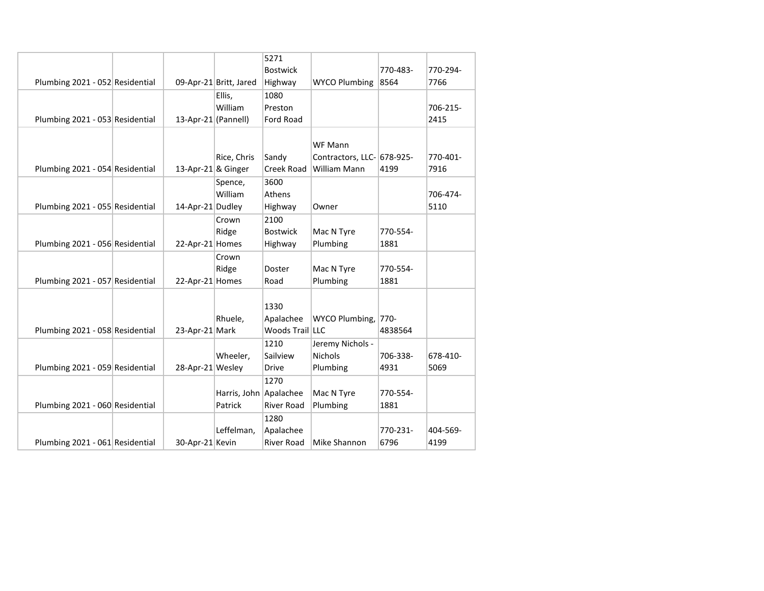| | | | | | | | |
|---|---|---|---|---|---|---|---|
| Plumbing 2021 - 052 | Residential | 09-Apr-21 | Britt, Jared | 5271 Bostwick Highway | WYCO Plumbing | 770-483-8564 | 770-294-7766 |
| Plumbing 2021 - 053 | Residential | 13-Apr-21 | Ellis, William (Pannell) | 1080 Preston Ford Road | | | 706-215-2415 |
| Plumbing 2021 - 054 | Residential | 13-Apr-21 | Rice, Chris & Ginger | Sandy Creek Road | WF Mann Contractors, LLC- William Mann | 678-925-4199 | 770-401-7916 |
| Plumbing 2021 - 055 | Residential | 14-Apr-21 | Spence, William Dudley | 3600 Athens Highway | Owner | | 706-474-5110 |
| Plumbing 2021 - 056 | Residential | 22-Apr-21 | Crown Ridge Homes | 2100 Bostwick Highway | Mac N Tyre Plumbing | 770-554-1881 | |
| Plumbing 2021 - 057 | Residential | 22-Apr-21 | Crown Ridge Homes | Doster Road | Mac N Tyre Plumbing | 770-554-1881 | |
| Plumbing 2021 - 058 | Residential | 23-Apr-21 | Rhuele, Mark | 1330 Apalachee Woods Trail | WYCO Plumbing, LLC | 770-4838564 | |
| Plumbing 2021 - 059 | Residential | 28-Apr-21 | Wheeler, Wesley | 1210 Sailview Drive | Jeremy Nichols - Nichols Plumbing | 706-338-4931 | 678-410-5069 |
| Plumbing 2021 - 060 | Residential | | Harris, John Patrick | 1270 Apalachee River Road | Mac N Tyre Plumbing | 770-554-1881 | |
| Plumbing 2021 - 061 | Residential | 30-Apr-21 | Leffelman, Kevin | 1280 Apalachee River Road | Mike Shannon | 770-231-6796 | 404-569-4199 |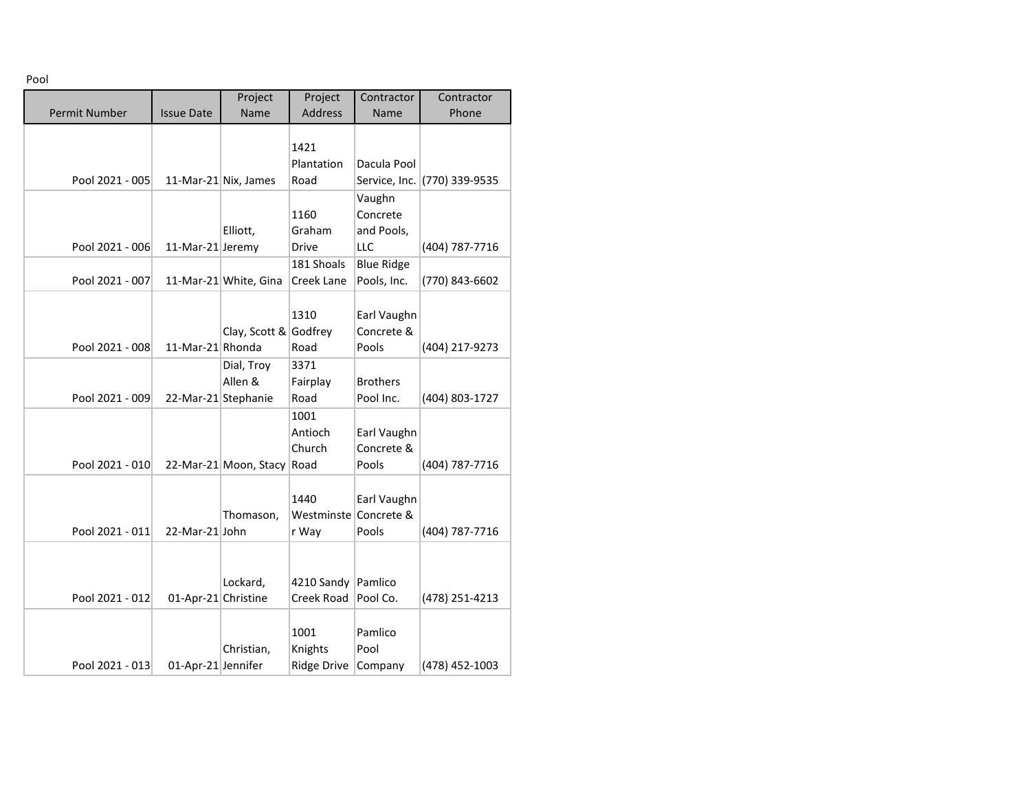Pool

| Permit Number | Issue Date | Project Name | Project Address | Contractor Name | Contractor Phone |
|---|---|---|---|---|---|
| Pool 2021 - 005 | 11-Mar-21 | Nix, James | 1421 Plantation Road | Dacula Pool Service, Inc. | (770) 339-9535 |
| Pool 2021 - 006 | 11-Mar-21 | Elliott, Jeremy | 1160 Graham Drive | Vaughn Concrete and Pools, LLC | (404) 787-7716 |
| Pool 2021 - 007 | 11-Mar-21 | White, Gina | 181 Shoals Creek Lane | Blue Ridge Pools, Inc. | (770) 843-6602 |
| Pool 2021 - 008 | 11-Mar-21 | Clay, Scott & Rhonda | 1310 Godfrey Road | Earl Vaughn Concrete & Pools | (404) 217-9273 |
| Pool 2021 - 009 | 22-Mar-21 | Dial, Troy Allen & Stephanie | 3371 Fairplay Road | Brothers Pool Inc. | (404) 803-1727 |
| Pool 2021 - 010 | 22-Mar-21 | Moon, Stacy | 1001 Antioch Church Road | Earl Vaughn Concrete & Pools | (404) 787-7716 |
| Pool 2021 - 011 | 22-Mar-21 | Thomason, John | 1440 Westminster Way | Earl Vaughn Concrete & Pools | (404) 787-7716 |
| Pool 2021 - 012 | 01-Apr-21 | Lockard, Christine | 4210 Sandy Creek Road | Pamlico Pool Co. | (478) 251-4213 |
| Pool 2021 - 013 | 01-Apr-21 | Christian, Jennifer | 1001 Knights Ridge Drive | Pamlico Pool Company | (478) 452-1003 |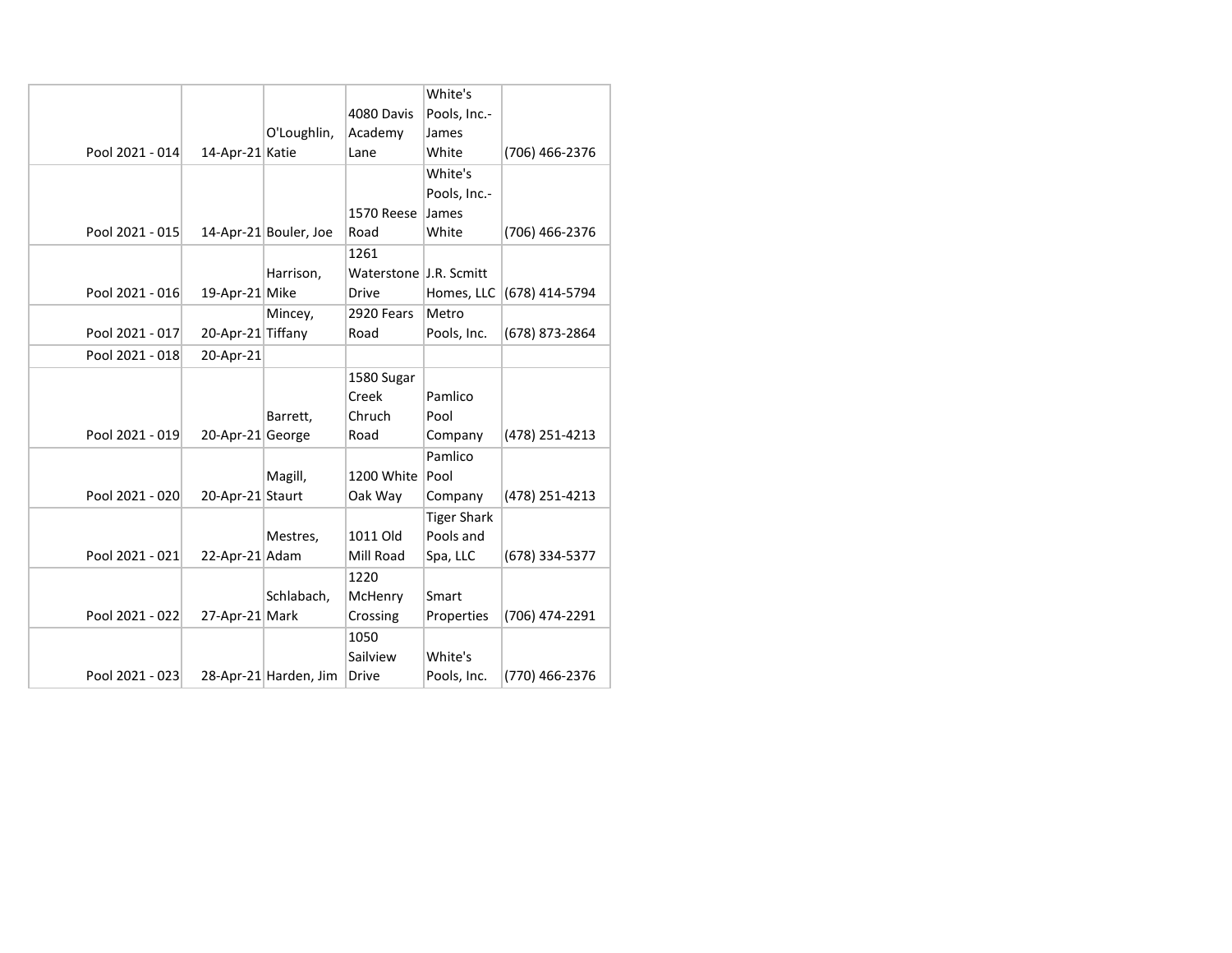| | | | | | |
|---|---|---|---|---|---|
| Pool 2021 - 014 | 14-Apr-21 | O'Loughlin, Katie | 4080 Davis Academy Lane | White's Pools, Inc.- James White | (706) 466-2376 |
| Pool 2021 - 015 | 14-Apr-21 | Bouler, Joe | 1570 Reese Road | White's Pools, Inc.- James White | (706) 466-2376 |
| Pool 2021 - 016 | 19-Apr-21 | Harrison, Mike | 1261 Waterstone Drive | J.R. Scmitt Homes, LLC | (678) 414-5794 |
| Pool 2021 - 017 | 20-Apr-21 | Mincey, Tiffany | 2920 Fears Road | Metro Pools, Inc. | (678) 873-2864 |
| Pool 2021 - 018 | 20-Apr-21 | | | | |
| Pool 2021 - 019 | 20-Apr-21 | Barrett, George | 1580 Sugar Creek Chruch Road | Pamlico Pool Company | (478) 251-4213 |
| Pool 2021 - 020 | 20-Apr-21 | Magill, Staurt | 1200 White Oak Way | Pamlico Pool Company | (478) 251-4213 |
| Pool 2021 - 021 | 22-Apr-21 | Mestres, Adam | 1011 Old Mill Road | Tiger Shark Pools and Spa, LLC | (678) 334-5377 |
| Pool 2021 - 022 | 27-Apr-21 | Schlabach, Mark | 1220 McHenry Crossing | Smart Properties | (706) 474-2291 |
| Pool 2021 - 023 | 28-Apr-21 | Harden, Jim | 1050 Sailview Drive | White's Pools, Inc. | (770) 466-2376 |